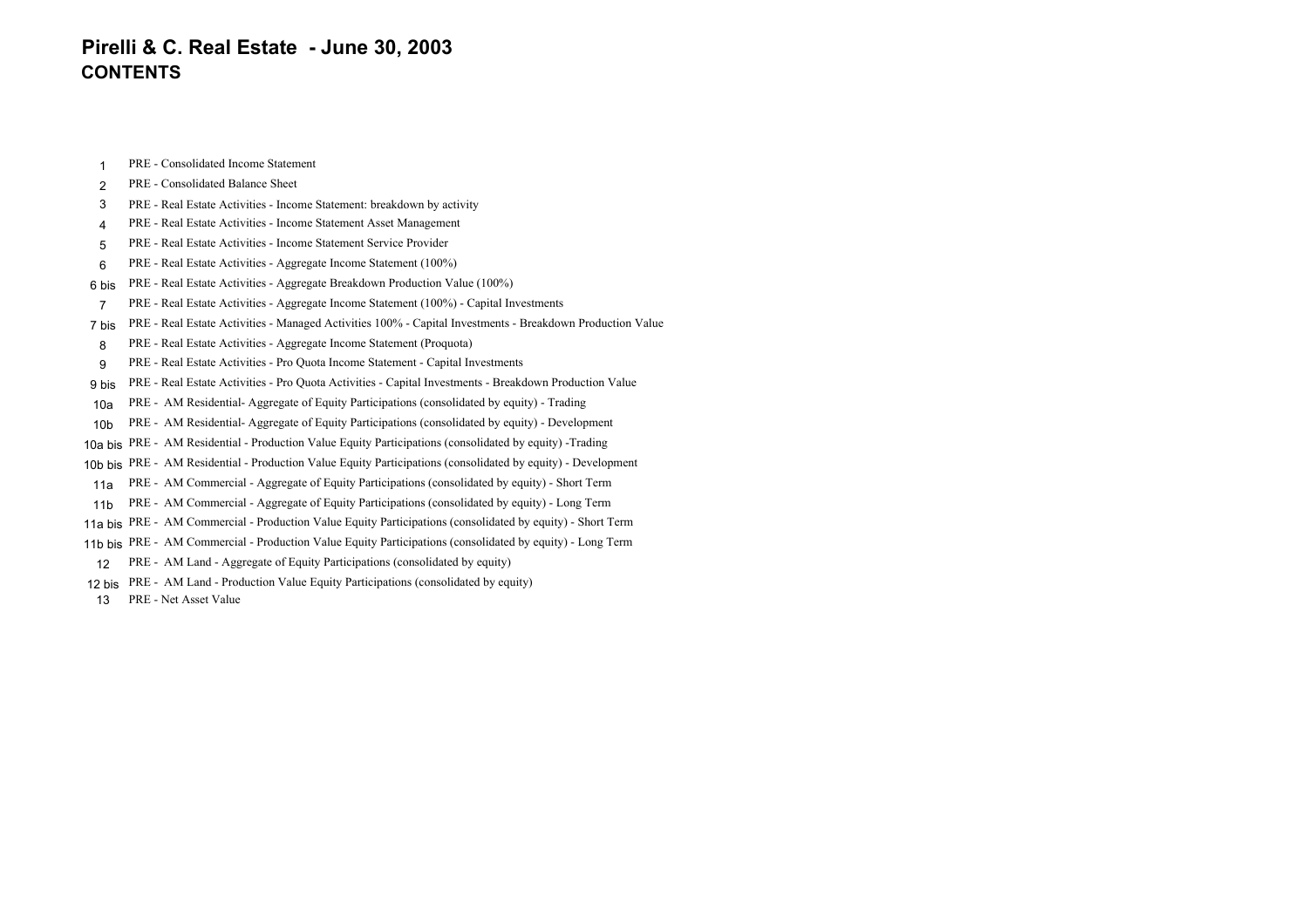# Pirelli & C. Real Estate - June 30, 2003
## CONTENTS

| | |
|---|---|
| 1 | PRE - Consolidated Income Statement |
| 2 | PRE - Consolidated Balance Sheet |
| 3 | PRE - Real Estate Activities - Income Statement: breakdown by activity |
| 4 | PRE - Real Estate Activities - Income Statement Asset Management |
| 5 | PRE - Real Estate Activities - Income Statement Service Provider |
| 6 | PRE - Real Estate Activities - Aggregate Income Statement (100%) |
| 6 bis | PRE - Real Estate Activities - Aggregate Breakdown Production Value (100%) |
| 7 | PRE - Real Estate Activities - Aggregate Income Statement (100%) - Capital Investments |
| 7 bis | PRE - Real Estate Activities - Managed Activities 100% - Capital Investments - Breakdown Production Value |
| 8 | PRE - Real Estate Activities - Aggregate Income Statement (Proquota) |
| 9 | PRE - Real Estate Activities - Pro Quota Income Statement - Capital Investments |
| 9 bis | PRE - Real Estate Activities - Pro Quota Activities - Capital Investments - Breakdown Production Value |
| 10a | PRE - AM Residential- Aggregate of Equity Participations (consolidated by equity) - Trading |
| 10b | PRE - AM Residential- Aggregate of Equity Participations (consolidated by equity) - Development |
| 10a bis | PRE - AM Residential - Production Value Equity Participations (consolidated by equity) -Trading |
| 10b bis | PRE - AM Residential - Production Value Equity Participations (consolidated by equity) - Development |
| 11a | PRE - AM Commercial - Aggregate of Equity Participations (consolidated by equity) - Short Term |
| 11b | PRE - AM Commercial - Aggregate of Equity Participations (consolidated by equity) - Long Term |
| 11a bis | PRE - AM Commercial - Production Value Equity Participations (consolidated by equity) - Short Term |
| 11b bis | PRE - AM Commercial - Production Value Equity Participations (consolidated by equity) - Long Term |
| 12 | PRE - AM Land - Aggregate of Equity Participations (consolidated by equity) |
| 12 bis | PRE - AM Land - Production Value Equity Participations (consolidated by equity) |
| 13 | PRE - Net Asset Value |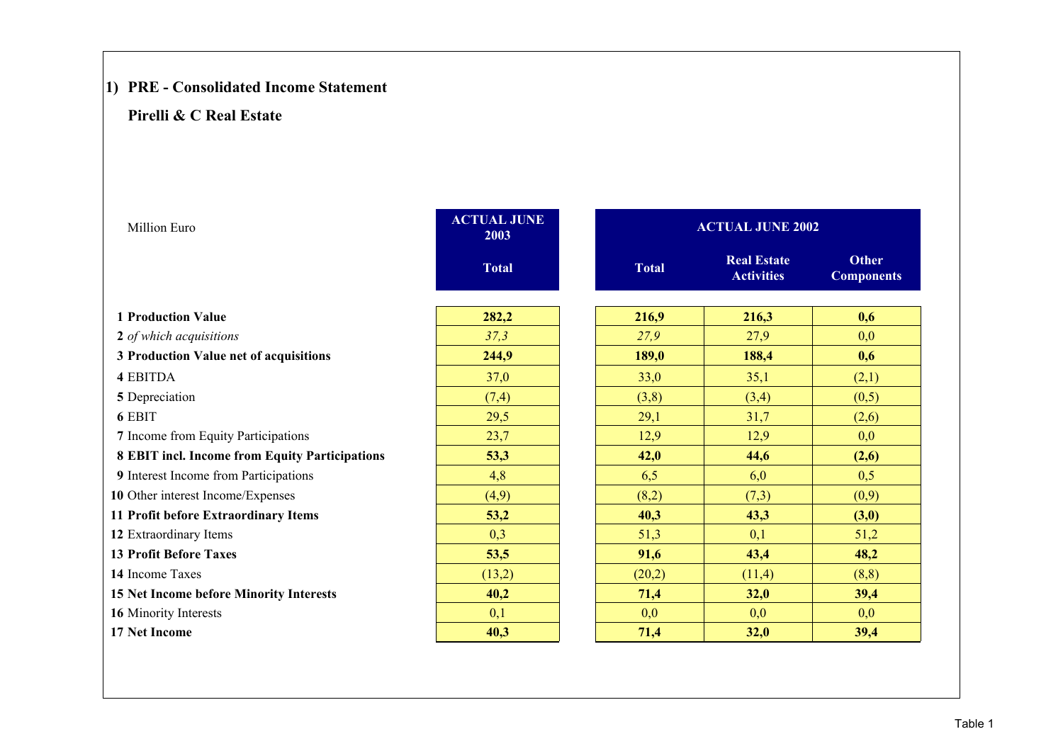## 1) PRE - Consolidated Income Statement

### Pirelli & C Real Estate

| Million Euro | ACTUAL JUNE 2003 | ACTUAL JUNE 2002 | | |
|---|---|---|---|---|
| | Total | Total | Real Estate Activities | Other Components |
| **1 Production Value** | **282,2** | **216,9** | **216,3** | **0,6** |
| 2 *of which acquisitions* | *37,3* | *27,9* | 27,9 | 0,0 |
| **3 Production Value net of acquisitions** | **244,9** | **189,0** | **188,4** | **0,6** |
| 4 EBITDA | 37,0 | 33,0 | 35,1 | (2,1) |
| 5 Depreciation | (7,4) | (3,8) | (3,4) | (0,5) |
| 6 EBIT | 29,5 | 29,1 | 31,7 | (2,6) |
| 7 Income from Equity Participations | 23,7 | 12,9 | 12,9 | 0,0 |
| **8 EBIT incl. Income from Equity Participations** | **53,3** | **42,0** | **44,6** | **(2,6)** |
| 9 Interest Income from Participations | 4,8 | 6,5 | 6,0 | 0,5 |
| 10 Other interest Income/Expenses | (4,9) | (8,2) | (7,3) | (0,9) |
| **11 Profit before Extraordinary Items** | **53,2** | **40,3** | **43,3** | **(3,0)** |
| 12 Extraordinary Items | 0,3 | 51,3 | 0,1 | 51,2 |
| **13 Profit Before Taxes** | **53,5** | **91,6** | **43,4** | **48,2** |
| 14 Income Taxes | (13,2) | (20,2) | (11,4) | (8,8) |
| **15 Net Income before Minority Interests** | **40,2** | **71,4** | **32,0** | **39,4** |
| 16 Minority Interests | 0,1 | 0,0 | 0,0 | 0,0 |
| **17 Net Income** | **40,3** | **71,4** | **32,0** | **39,4** |

Table 1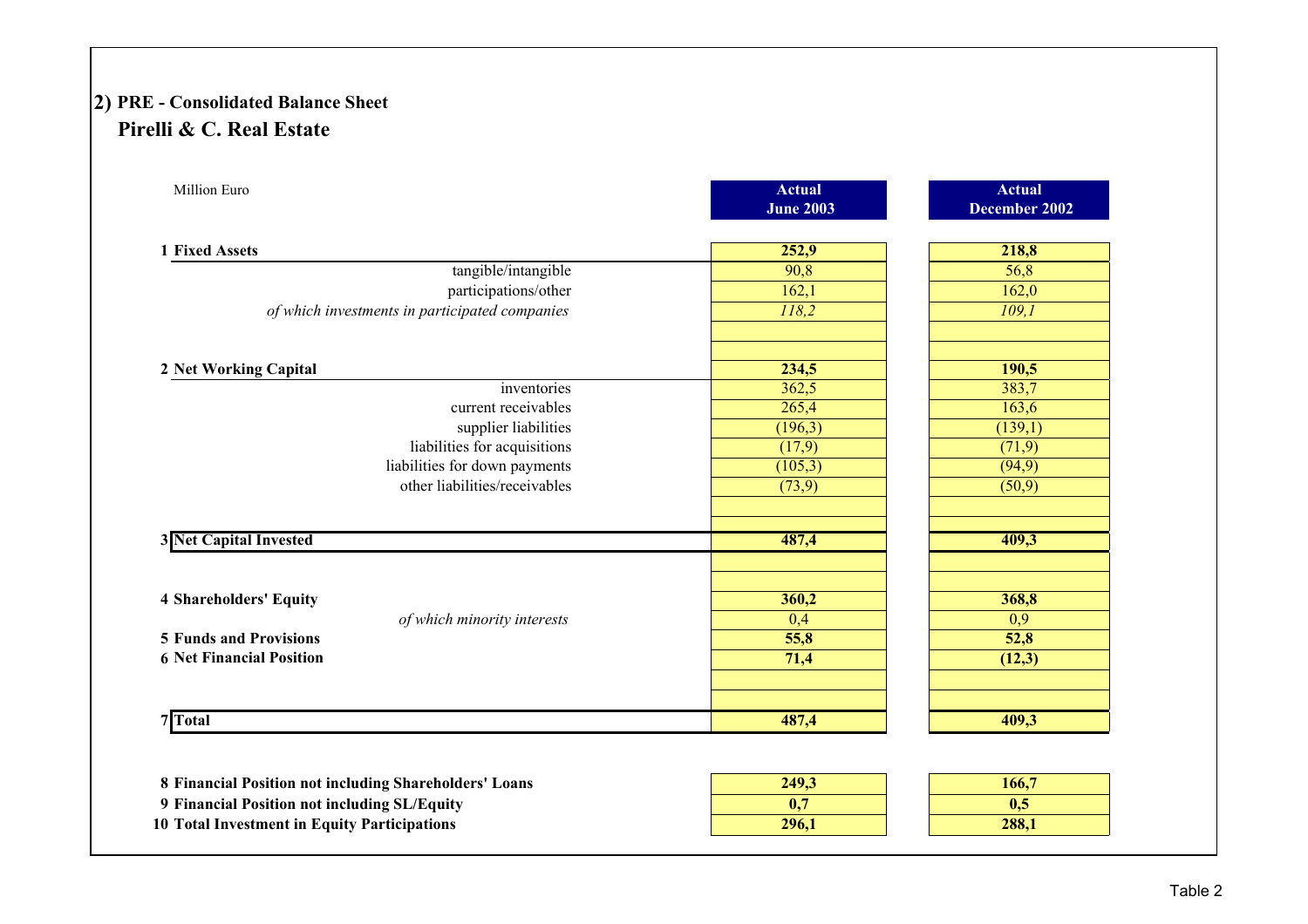## 2) PRE - Consolidated Balance Sheet

### Pirelli & C. Real Estate

| Million Euro | Actual June 2003 | Actual December 2002 |
|---|---|---|
| **1 Fixed Assets** | **252,9** | **218,8** |
| tangible/intangible | 90,8 | 56,8 |
| participations/other | 162,1 | 162,0 |
| *of which investments in participated companies* | *118,2* | *109,1* |
| | | |
| **2 Net Working Capital** | **234,5** | **190,5** |
| inventories | 362,5 | 383,7 |
| current receivables | 265,4 | 163,6 |
| supplier liabilities | (196,3) | (139,1) |
| liabilities for acquisitions | (17,9) | (71,9) |
| liabilities for down payments | (105,3) | (94,9) |
| other liabilities/receivables | (73,9) | (50,9) |
| | | |
| **3 Net Capital Invested** | **487,4** | **409,3** |
| | | |
| **4 Shareholders' Equity** | **360,2** | **368,8** |
| *of which minority interests* | 0,4 | 0,9 |
| **5 Funds and Provisions** | **55,8** | **52,8** |
| **6 Net Financial Position** | **71,4** | **(12,3)** |
| | | |
| **7 Total** | **487,4** | **409,3** |
| | | |
| **8 Financial Position not including Shareholders' Loans** | **249,3** | **166,7** |
| **9 Financial Position not including SL/Equity** | **0,7** | **0,5** |
| **10 Total Investment in Equity Participations** | **296,1** | **288,1** |

Table 2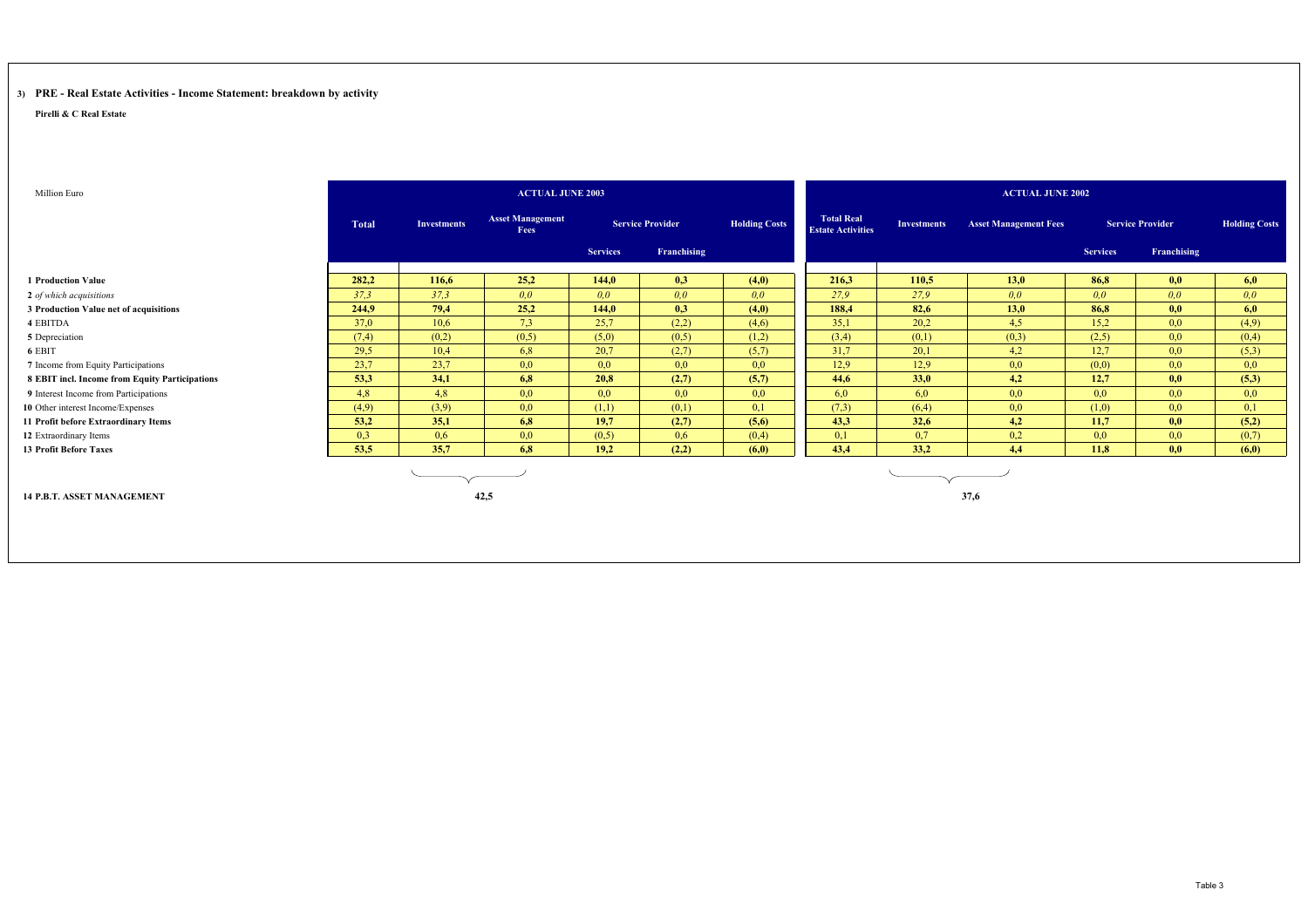### 3) PRE - Real Estate Activities - Income Statement: breakdown by activity

**Pirelli & C Real Estate**

| Million Euro | ACTUAL JUNE 2003 | | | | | | ACTUAL JUNE 2002 | | | | | |
|---|---|---|---|---|---|---|---|---|---|---|---|---|
| | Total | Investments | Asset Management Fees | Service Provider | | Holding Costs | Total Real Estate Activities | Investments | Asset Management Fees | Service Provider | | Holding Costs |
| | | | | Services | Franchising | | | | | Services | Franchising | |
| **1 Production Value** | **282,2** | **116,6** | **25,2** | **144,0** | **0,3** | **(4,0)** | **216,3** | **110,5** | **13,0** | **86,8** | **0,0** | **6,0** |
| 2 *of which acquisitions* | *37,3* | *37,3* | *0,0* | *0,0* | *0,0* | *0,0* | *27,9* | *27,9* | *0,0* | *0,0* | *0,0* | *0,0* |
| **3 Production Value net of acquisitions** | **244,9** | **79,4** | **25,2** | **144,0** | **0,3** | **(4,0)** | **188,4** | **82,6** | **13,0** | **86,8** | **0,0** | **6,0** |
| 4 EBITDA | 37,0 | 10,6 | 7,3 | 25,7 | (2,2) | (4,6) | 35,1 | 20,2 | 4,5 | 15,2 | 0,0 | (4,9) |
| 5 Depreciation | (7,4) | (0,2) | (0,5) | (5,0) | (0,5) | (1,2) | (3,4) | (0,1) | (0,3) | (2,5) | 0,0 | (0,4) |
| 6 EBIT | 29,5 | 10,4 | 6,8 | 20,7 | (2,7) | (5,7) | 31,7 | 20,1 | 4,2 | 12,7 | 0,0 | (5,3) |
| 7 Income from Equity Participations | 23,7 | 23,7 | 0,0 | 0,0 | 0,0 | 0,0 | 12,9 | 12,9 | 0,0 | (0,0) | 0,0 | 0,0 |
| **8 EBIT incl. Income from Equity Participations** | **53,3** | **34,1** | **6,8** | **20,8** | **(2,7)** | **(5,7)** | **44,6** | **33,0** | **4,2** | **12,7** | **0,0** | **(5,3)** |
| 9 Interest Income from Participations | 4,8 | 4,8 | 0,0 | 0,0 | 0,0 | 0,0 | 6,0 | 6,0 | 0,0 | 0,0 | 0,0 | 0,0 |
| 10 Other interest Income/Expenses | (4,9) | (3,9) | 0,0 | (1,1) | (0,1) | 0,1 | (7,3) | (6,4) | 0,0 | (1,0) | 0,0 | 0,1 |
| **11 Profit before Extraordinary Items** | **53,2** | **35,1** | **6,8** | **19,7** | **(2,7)** | **(5,6)** | **43,3** | **32,6** | **4,2** | **11,7** | **0,0** | **(5,2)** |
| 12 Extraordinary Items | 0,3 | 0,6 | 0,0 | (0,5) | 0,6 | (0,4) | 0,1 | 0,7 | 0,2 | 0,0 | 0,0 | (0,7) |
| **13 Profit Before Taxes** | **53,5** | **35,7** | **6,8** | **19,2** | **(2,2)** | **(6,0)** | **43,4** | **33,2** | **4,4** | **11,8** | **0,0** | **(6,0)** |
| **14 P.B.T. ASSET MANAGEMENT** | | **42,5** | | | | | | **37,6** | | | | |

Table 3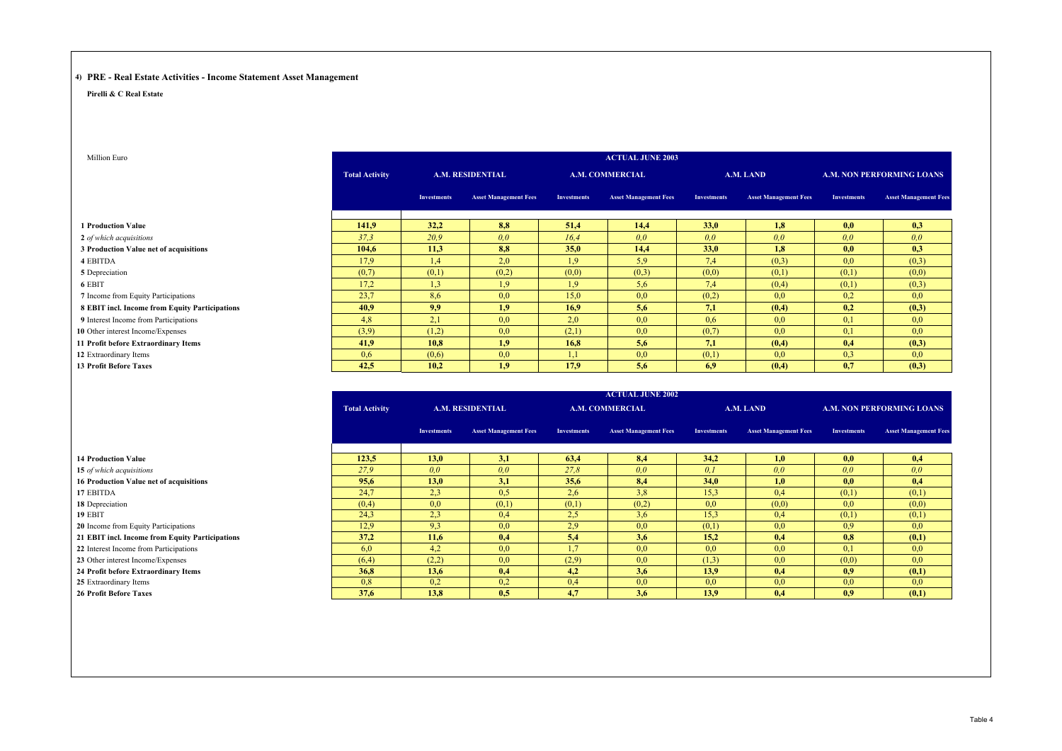#### 4) PRE - Real Estate Activities - Income Statement Asset Management

**Pirelli & C Real Estate**

| Million Euro | ACTUAL JUNE 2003 | | | | | | | | |
|---|---|---|---|---|---|---|---|---|---|
| | Total Activity | A.M. RESIDENTIAL | | A.M. COMMERCIAL | | A.M. LAND | | A.M. NON PERFORMING LOANS | |
| | | Investments | Asset Management Fees | Investments | Asset Management Fees | Investments | Asset Management Fees | Investments | Asset Management Fees |
| **1 Production Value** | **141,9** | **32,2** | **8,8** | **51,4** | **14,4** | **33,0** | **1,8** | **0,0** | **0,3** |
| 2 *of which acquisitions* | *37,3* | *20,9* | *0,0* | *16,4* | *0,0* | *0,0* | *0,0* | *0,0* | *0,0* |
| **3 Production Value net of acquisitions** | **104,6** | **11,3** | **8,8** | **35,0** | **14,4** | **33,0** | **1,8** | **0,0** | **0,3** |
| 4 EBITDA | 17,9 | 1,4 | 2,0 | 1,9 | 5,9 | 7,4 | (0,3) | 0,0 | (0,3) |
| 5 Depreciation | (0,7) | (0,1) | (0,2) | (0,0) | (0,3) | (0,0) | (0,1) | (0,1) | (0,0) |
| 6 EBIT | 17,2 | 1,3 | 1,9 | 1,9 | 5,6 | 7,4 | (0,4) | (0,1) | (0,3) |
| 7 Income from Equity Participations | 23,7 | 8,6 | 0,0 | 15,0 | 0,0 | (0,2) | 0,0 | 0,2 | 0,0 |
| **8 EBIT incl. Income from Equity Participations** | **40,9** | **9,9** | **1,9** | **16,9** | **5,6** | **7,1** | **(0,4)** | **0,2** | **(0,3)** |
| 9 Interest Income from Participations | 4,8 | 2,1 | 0,0 | 2,0 | 0,0 | 0,6 | 0,0 | 0,1 | 0,0 |
| 10 Other interest Income/Expenses | (3,9) | (1,2) | 0,0 | (2,1) | 0,0 | (0,7) | 0,0 | 0,1 | 0,0 |
| **11 Profit before Extraordinary Items** | **41,9** | **10,8** | **1,9** | **16,8** | **5,6** | **7,1** | **(0,4)** | **0,4** | **(0,3)** |
| 12 Extraordinary Items | 0,6 | (0,6) | 0,0 | 1,1 | 0,0 | (0,1) | 0,0 | 0,3 | 0,0 |
| **13 Profit Before Taxes** | **42,5** | **10,2** | **1,9** | **17,9** | **5,6** | **6,9** | **(0,4)** | **0,7** | **(0,3)** |

| | ACTUAL JUNE 2002 | | | | | | | | |
|---|---|---|---|---|---|---|---|---|---|
| | Total Activity | A.M. RESIDENTIAL | | A.M. COMMERCIAL | | A.M. LAND | | A.M. NON PERFORMING LOANS | |
| | | Investments | Asset Management Fees | Investments | Asset Management Fees | Investments | Asset Management Fees | Investments | Asset Management Fees |
| **14 Production Value** | **123,5** | **13,0** | **3,1** | **63,4** | **8,4** | **34,2** | **1,0** | **0,0** | **0,4** |
| 15 *of which acquisitions* | *27,9* | *0,0* | *0,0* | *27,8* | *0,0* | *0,1* | *0,0* | *0,0* | *0,0* |
| **16 Production Value net of acquisitions** | **95,6** | **13,0** | **3,1** | **35,6** | **8,4** | **34,0** | **1,0** | **0,0** | **0,4** |
| 17 EBITDA | 24,7 | 2,3 | 0,5 | 2,6 | 3,8 | 15,3 | 0,4 | (0,1) | (0,1) |
| 18 Depreciation | (0,4) | 0,0 | (0,1) | (0,1) | (0,2) | 0,0 | (0,0) | 0,0 | (0,0) |
| 19 EBIT | 24,3 | 2,3 | 0,4 | 2,5 | 3,6 | 15,3 | 0,4 | (0,1) | (0,1) |
| 20 Income from Equity Participations | 12,9 | 9,3 | 0,0 | 2,9 | 0,0 | (0,1) | 0,0 | 0,9 | 0,0 |
| **21 EBIT incl. Income from Equity Participations** | **37,2** | **11,6** | **0,4** | **5,4** | **3,6** | **15,2** | **0,4** | **0,8** | **(0,1)** |
| 22 Interest Income from Participations | 6,0 | 4,2 | 0,0 | 1,7 | 0,0 | 0,0 | 0,0 | 0,1 | 0,0 |
| 23 Other interest Income/Expenses | (6,4) | (2,2) | 0,0 | (2,9) | 0,0 | (1,3) | 0,0 | (0,0) | 0,0 |
| **24 Profit before Extraordinary Items** | **36,8** | **13,6** | **0,4** | **4,2** | **3,6** | **13,9** | **0,4** | **0,9** | **(0,1)** |
| 25 Extraordinary Items | 0,8 | 0,2 | 0,2 | 0,4 | 0,0 | 0,0 | 0,0 | 0,0 | 0,0 |
| **26 Profit Before Taxes** | **37,6** | **13,8** | **0,5** | **4,7** | **3,6** | **13,9** | **0,4** | **0,9** | **(0,1)** |

Table 4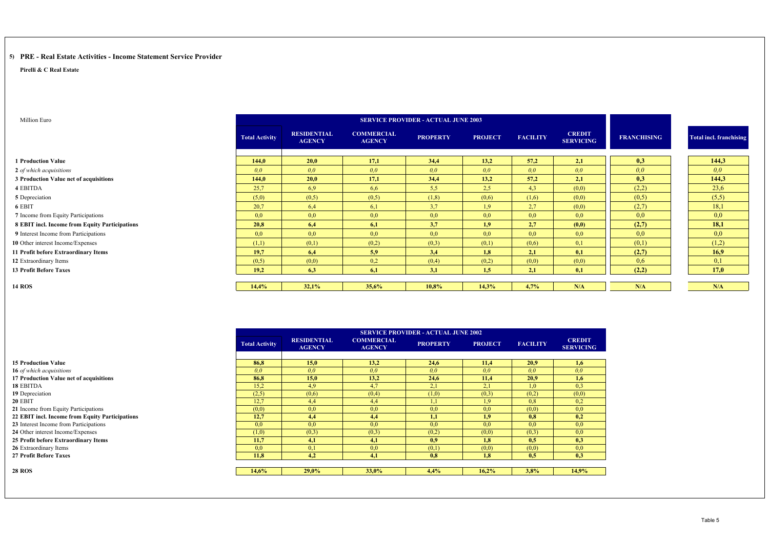## 5) PRE - Real Estate Activities - Income Statement Service Provider

**Pirelli & C Real Estate**

Million Euro

| | SERVICE PROVIDER - ACTUAL JUNE 2003 | | | | | | | | |
|---|---|---|---|---|---|---|---|---|---|
| | Total Activity | RESIDENTIAL AGENCY | COMMERCIAL AGENCY | PROPERTY | PROJECT | FACILITY | CREDIT SERVICING | FRANCHISING | Total incl. franchising |
| **1 Production Value** | **144,0** | **20,0** | **17,1** | **34,4** | **13,2** | **57,2** | **2,1** | **0,3** | **144,3** |
| **2** *of which acquisitions* | *0,0* | *0,0* | *0,0* | *0,0* | *0,0* | *0,0* | *0,0* | *0,0* | *0,0* |
| **3 Production Value net of acquisitions** | **144,0** | **20,0** | **17,1** | **34,4** | **13,2** | **57,2** | **2,1** | **0,3** | **144,3** |
| **4** EBITDA | 25,7 | 6,9 | 6,6 | 5,5 | 2,5 | 4,3 | (0,0) | (2,2) | 23,6 |
| **5** Depreciation | (5,0) | (0,5) | (0,5) | (1,8) | (0,6) | (1,6) | (0,0) | (0,5) | (5,5) |
| **6** EBIT | 20,7 | 6,4 | 6,1 | 3,7 | 1,9 | 2,7 | (0,0) | (2,7) | 18,1 |
| **7** Income from Equity Participations | 0,0 | 0,0 | 0,0 | 0,0 | 0,0 | 0,0 | 0,0 | 0,0 | 0,0 |
| **8 EBIT incl. Income from Equity Participations** | **20,8** | **6,4** | **6,1** | **3,7** | **1,9** | **2,7** | **(0,0)** | **(2,7)** | **18,1** |
| **9** Interest Income from Participations | 0,0 | 0,0 | 0,0 | 0,0 | 0,0 | 0,0 | 0,0 | 0,0 | 0,0 |
| **10** Other interest Income/Expenses | (1,1) | (0,1) | (0,2) | (0,3) | (0,1) | (0,6) | 0,1 | (0,1) | (1,2) |
| **11 Profit before Extraordinary Items** | **19,7** | **6,4** | **5,9** | **3,4** | **1,8** | **2,1** | **0,1** | **(2,7)** | **16,9** |
| **12** Extraordinary Items | (0,5) | (0,0) | 0,2 | (0,4) | (0,2) | (0,0) | (0,0) | 0,6 | 0,1 |
| **13 Profit Before Taxes** | **19,2** | **6,3** | **6,1** | **3,1** | **1,5** | **2,1** | **0,1** | **(2,2)** | **17,0** |
| **14 ROS** | **14,4%** | **32,1%** | **35,6%** | **10,8%** | **14,3%** | **4,7%** | **N/A** | **N/A** | **N/A** |

| | SERVICE PROVIDER - ACTUAL JUNE 2002 | | | | | | |
|---|---|---|---|---|---|---|---|
| | Total Activity | RESIDENTIAL AGENCY | COMMERCIAL AGENCY | PROPERTY | PROJECT | FACILITY | CREDIT SERVICING |
| **15 Production Value** | **86,8** | **15,0** | **13,2** | **24,6** | **11,4** | **20,9** | **1,6** |
| **16** *of which acquisitions* | *0,0* | *0,0* | *0,0* | *0,0* | *0,0* | *0,0* | *0,0* |
| **17 Production Value net of acquisitions** | **86,8** | **15,0** | **13,2** | **24,6** | **11,4** | **20,9** | **1,6** |
| **18** EBITDA | 15,2 | 4,9 | 4,7 | 2,1 | 2,1 | 1,0 | 0,3 |
| **19** Depreciation | (2,5) | (0,6) | (0,4) | (1,0) | (0,3) | (0,2) | (0,0) |
| **20** EBIT | 12,7 | 4,4 | 4,4 | 1,1 | 1,9 | 0,8 | 0,2 |
| **21** Income from Equity Participations | (0,0) | 0,0 | 0,0 | 0,0 | 0,0 | (0,0) | 0,0 |
| **22 EBIT incl. Income from Equity Participations** | **12,7** | **4,4** | **4,4** | **1,1** | **1,9** | **0,8** | **0,2** |
| **23** Interest Income from Participations | 0,0 | 0,0 | 0,0 | 0,0 | 0,0 | 0,0 | 0,0 |
| **24** Other interest Income/Expenses | (1,0) | (0,3) | (0,3) | (0,2) | (0,0) | (0,3) | 0,0 |
| **25 Profit before Extraordinary Items** | **11,7** | **4,1** | **4,1** | **0,9** | **1,8** | **0,5** | **0,3** |
| **26** Extraordinary Items | 0,0 | 0,1 | 0,0 | (0,1) | (0,0) | (0,0) | 0,0 |
| **27 Profit Before Taxes** | **11,8** | **4,2** | **4,1** | **0,8** | **1,8** | **0,5** | **0,3** |
| **28 ROS** | **14,6%** | **29,0%** | **33,0%** | **4,4%** | **16,2%** | **3,8%** | **14,9%** |

Table 5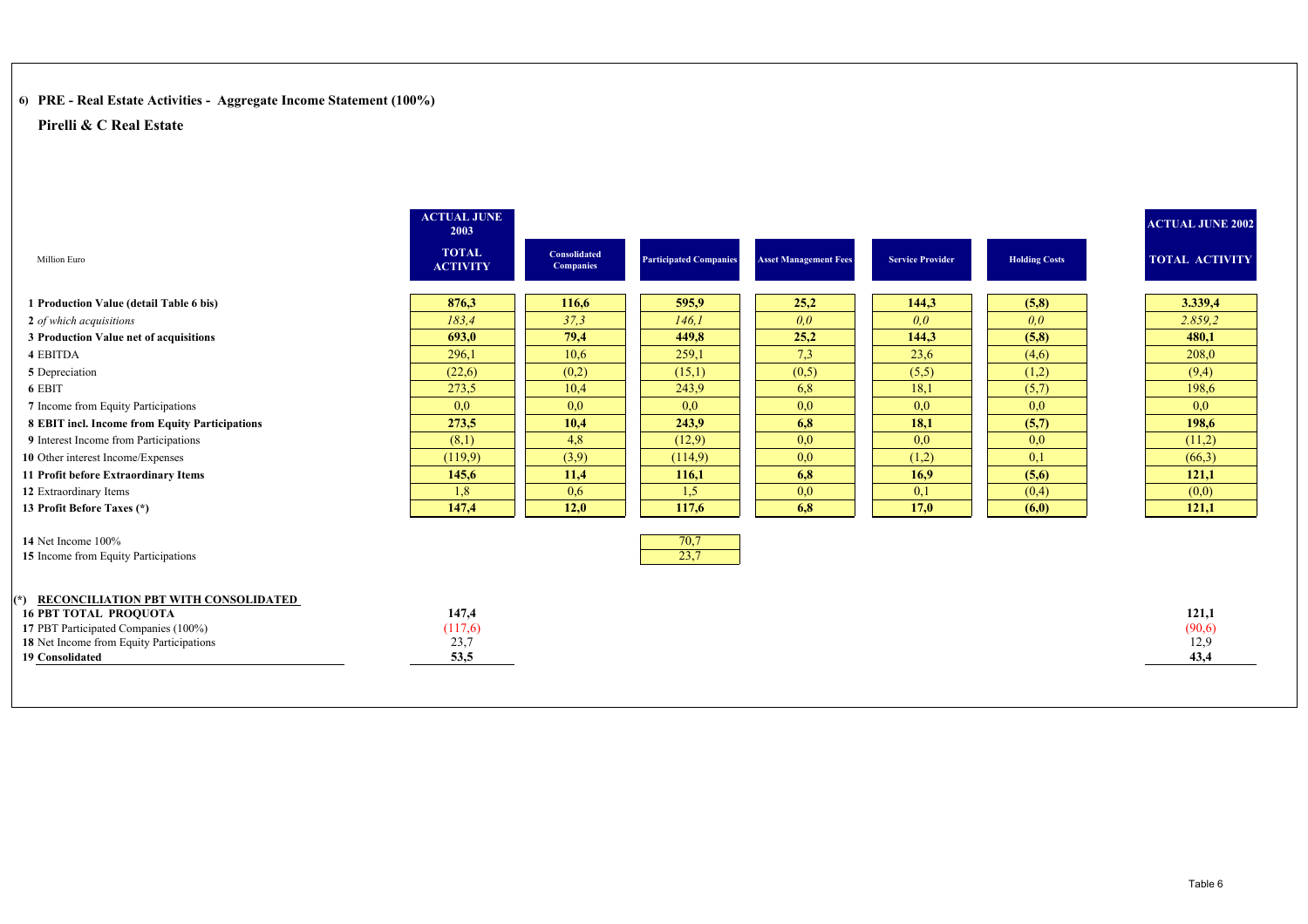## 6) PRE - Real Estate Activities - Aggregate Income Statement (100%)

## Pirelli & C Real Estate

| Million Euro | ACTUAL JUNE 2003 TOTAL ACTIVITY | Consolidated Companies | Participated Companies | Asset Management Fees | Service Provider | Holding Costs | ACTUAL JUNE 2002 TOTAL ACTIVITY |
|---|---|---|---|---|---|---|---|
| **1 Production Value (detail Table 6 bis)** | **876,3** | **116,6** | **595,9** | **25,2** | **144,3** | **(5,8)** | **3.339,4** |
| *2 of which acquisitions* | *183,4* | *37,3* | *146,1* | *0,0* | *0,0* | *0,0* | *2.859,2* |
| **3 Production Value net of acquisitions** | **693,0** | **79,4** | **449,8** | **25,2** | **144,3** | **(5,8)** | **480,1** |
| 4 EBITDA | 296,1 | 10,6 | 259,1 | 7,3 | 23,6 | (4,6) | 208,0 |
| 5 Depreciation | (22,6) | (0,2) | (15,1) | (0,5) | (5,5) | (1,2) | (9,4) |
| 6 EBIT | 273,5 | 10,4 | 243,9 | 6,8 | 18,1 | (5,7) | 198,6 |
| 7 Income from Equity Participations | 0,0 | 0,0 | 0,0 | 0,0 | 0,0 | 0,0 | 0,0 |
| **8 EBIT incl. Income from Equity Participations** | **273,5** | **10,4** | **243,9** | **6,8** | **18,1** | **(5,7)** | **198,6** |
| 9 Interest Income from Participations | (8,1) | 4,8 | (12,9) | 0,0 | 0,0 | 0,0 | (11,2) |
| 10 Other interest Income/Expenses | (119,9) | (3,9) | (114,9) | 0,0 | (1,2) | 0,1 | (66,3) |
| **11 Profit before Extraordinary Items** | **145,6** | **11,4** | **116,1** | **6,8** | **16,9** | **(5,6)** | **121,1** |
| 12 Extraordinary Items | 1,8 | 0,6 | 1,5 | 0,0 | 0,1 | (0,4) | (0,0) |
| **13 Profit Before Taxes (\*)** | **147,4** | **12,0** | **117,6** | **6,8** | **17,0** | **(6,0)** | **121,1** |
| 14 Net Income 100% | | | 70,7 | | | | |
| 15 Income from Equity Participations | | | 23,7 | | | | |

**(\*) RECONCILIATION PBT WITH CONSOLIDATED**

| | ACTUAL JUNE 2003 | ACTUAL JUNE 2002 |
|---|---|---|
| **16 PBT TOTAL PROQUOTA** | **147,4** | **121,1** |
| 17 PBT Participated Companies (100%) | (117,6) | (90,6) |
| 18 Net Income from Equity Participations | 23,7 | 12,9 |
| **19 Consolidated** | **53,5** | **43,4** |

Table 6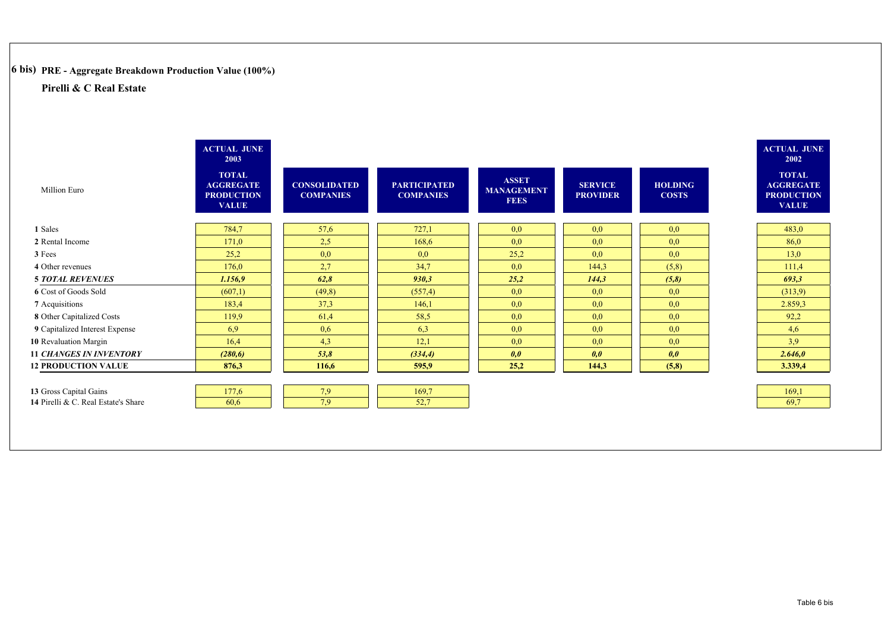## 6 bis) PRE - Aggregate Breakdown Production Value (100%)

### Pirelli & C Real Estate

| Million Euro | ACTUAL JUNE 2003 TOTAL AGGREGATE PRODUCTION VALUE | CONSOLIDATED COMPANIES | PARTICIPATED COMPANIES | ASSET MANAGEMENT FEES | SERVICE PROVIDER | HOLDING COSTS | ACTUAL JUNE 2002 TOTAL AGGREGATE PRODUCTION VALUE |
|---|---|---|---|---|---|---|---|
| **1** Sales | 784,7 | 57,6 | 727,1 | 0,0 | 0,0 | 0,0 | 483,0 |
| **2** Rental Income | 171,0 | 2,5 | 168,6 | 0,0 | 0,0 | 0,0 | 86,0 |
| **3** Fees | 25,2 | 0,0 | 0,0 | 25,2 | 0,0 | 0,0 | 13,0 |
| **4** Other revenues | 176,0 | 2,7 | 34,7 | 0,0 | 144,3 | (5,8) | 111,4 |
| ***5 TOTAL REVENUES*** | ***1.156,9*** | ***62,8*** | ***930,3*** | ***25,2*** | ***144,3*** | ***(5,8)*** | ***693,3*** |
| **6** Cost of Goods Sold | (607,1) | (49,8) | (557,4) | 0,0 | 0,0 | 0,0 | (313,9) |
| **7** Acquisitions | 183,4 | 37,3 | 146,1 | 0,0 | 0,0 | 0,0 | 2.859,3 |
| **8** Other Capitalized Costs | 119,9 | 61,4 | 58,5 | 0,0 | 0,0 | 0,0 | 92,2 |
| **9** Capitalized Interest Expense | 6,9 | 0,6 | 6,3 | 0,0 | 0,0 | 0,0 | 4,6 |
| **10** Revaluation Margin | 16,4 | 4,3 | 12,1 | 0,0 | 0,0 | 0,0 | 3,9 |
| ***11 CHANGES IN INVENTORY*** | ***(280,6)*** | ***53,8*** | ***(334,4)*** | ***0,0*** | ***0,0*** | ***0,0*** | ***2.646,0*** |
| **12 PRODUCTION VALUE** | **876,3** | **116,6** | **595,9** | **25,2** | **144,3** | **(5,8)** | **3.339,4** |
| **13** Gross Capital Gains | 177,6 | 7,9 | 169,7 | | | | 169,1 |
| **14** Pirelli & C. Real Estate's Share | 60,6 | 7,9 | 52,7 | | | | 69,7 |

Table 6 bis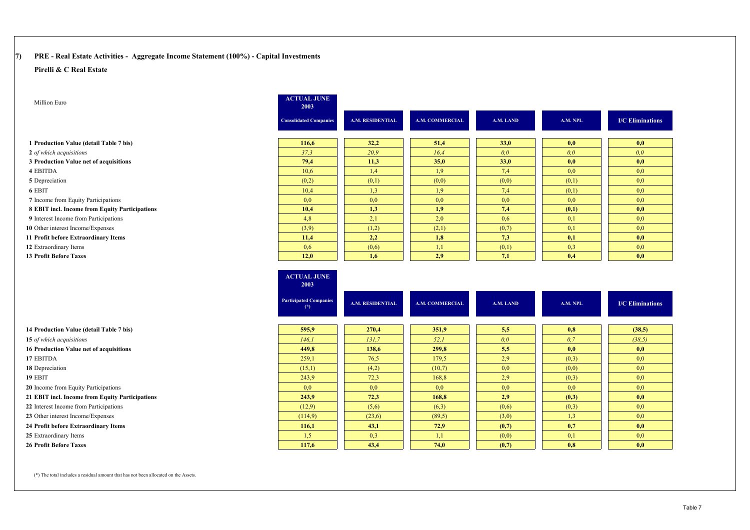## 7) PRE - Real Estate Activities - Aggregate Income Statement (100%) - Capital Investments

### Pirelli & C Real Estate

| Million Euro | ACTUAL JUNE 2003 Consolidated Companies | A.M. RESIDENTIAL | A.M. COMMERCIAL | A.M. LAND | A.M. NPL | I/C Eliminations |
|---|---|---|---|---|---|---|
| **1 Production Value (detail Table 7 bis)** | **116,6** | **32,2** | **51,4** | **33,0** | **0,0** | **0,0** |
| 2 *of which acquisitions* | *37,3* | *20,9* | *16,4* | *0,0* | *0,0* | *0,0* |
| **3 Production Value net of acquisitions** | **79,4** | **11,3** | **35,0** | **33,0** | **0,0** | **0,0** |
| 4 EBITDA | 10,6 | 1,4 | 1,9 | 7,4 | 0,0 | 0,0 |
| 5 Depreciation | (0,2) | (0,1) | (0,0) | (0,0) | (0,1) | 0,0 |
| 6 EBIT | 10,4 | 1,3 | 1,9 | 7,4 | (0,1) | 0,0 |
| 7 Income from Equity Participations | 0,0 | 0,0 | 0,0 | 0,0 | 0,0 | 0,0 |
| **8 EBIT incl. Income from Equity Participations** | **10,4** | **1,3** | **1,9** | **7,4** | **(0,1)** | **0,0** |
| 9 Interest Income from Participations | 4,8 | 2,1 | 2,0 | 0,6 | 0,1 | 0,0 |
| 10 Other interest Income/Expenses | (3,9) | (1,2) | (2,1) | (0,7) | 0,1 | 0,0 |
| **11 Profit before Extraordinary Items** | **11,4** | **2,2** | **1,8** | **7,3** | **0,1** | **0,0** |
| 12 Extraordinary Items | 0,6 | (0,6) | 1,1 | (0,1) | 0,3 | 0,0 |
| **13 Profit Before Taxes** | **12,0** | **1,6** | **2,9** | **7,1** | **0,4** | **0,0** |

| | ACTUAL JUNE 2003 Participated Companies (*) | A.M. RESIDENTIAL | A.M. COMMERCIAL | A.M. LAND | A.M. NPL | I/C Eliminations |
|---|---|---|---|---|---|---|
| **14 Production Value (detail Table 7 bis)** | **595,9** | **270,4** | **351,9** | **5,5** | **0,8** | **(38,5)** |
| 15 *of which acquisitions* | *146,1* | *131,7* | *52,1* | *0,0* | *0,7* | *(38,5)* |
| **16 Production Value net of acquisitions** | **449,8** | **138,6** | **299,8** | **5,5** | **0,0** | **0,0** |
| 17 EBITDA | 259,1 | 76,5 | 179,5 | 2,9 | (0,3) | 0,0 |
| 18 Depreciation | (15,1) | (4,2) | (10,7) | 0,0 | (0,0) | 0,0 |
| 19 EBIT | 243,9 | 72,3 | 168,8 | 2,9 | (0,3) | 0,0 |
| 20 Income from Equity Participations | 0,0 | 0,0 | 0,0 | 0,0 | 0,0 | 0,0 |
| **21 EBIT incl. Income from Equity Participations** | **243,9** | **72,3** | **168,8** | **2,9** | **(0,3)** | **0,0** |
| 22 Interest Income from Participations | (12,9) | (5,6) | (6,3) | (0,6) | (0,3) | 0,0 |
| 23 Other interest Income/Expenses | (114,9) | (23,6) | (89,5) | (3,0) | 1,3 | 0,0 |
| **24 Profit before Extraordinary Items** | **116,1** | **43,1** | **72,9** | **(0,7)** | **0,7** | **0,0** |
| 25 Extraordinary Items | 1,5 | 0,3 | 1,1 | (0,0) | 0,1 | 0,0 |
| **26 Profit Before Taxes** | **117,6** | **43,4** | **74,0** | **(0,7)** | **0,8** | **0,0** |

(*) The total includes a residual amount that has not been allocated on the Assets.

Table 7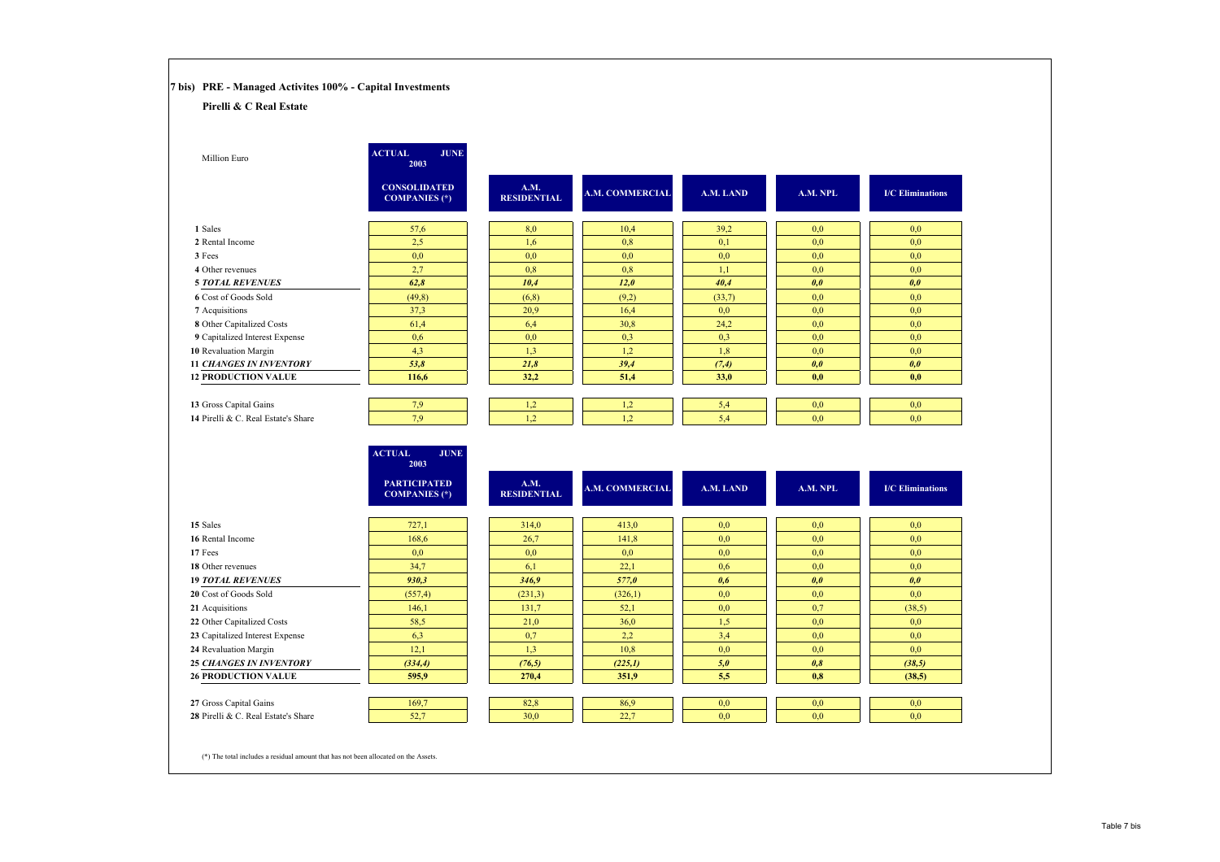## 7 bis) PRE - Managed Activites 100% - Capital Investments

**Pirelli & C Real Estate**

| Million Euro | ACTUAL JUNE 2003 CONSOLIDATED COMPANIES (*) | A.M. RESIDENTIAL | A.M. COMMERCIAL | A.M. LAND | A.M. NPL | I/C Eliminations |
|---|---|---|---|---|---|---|
| 1 Sales | 57,6 | 8,0 | 10,4 | 39,2 | 0,0 | 0,0 |
| 2 Rental Income | 2,5 | 1,6 | 0,8 | 0,1 | 0,0 | 0,0 |
| 3 Fees | 0,0 | 0,0 | 0,0 | 0,0 | 0,0 | 0,0 |
| 4 Other revenues | 2,7 | 0,8 | 0,8 | 1,1 | 0,0 | 0,0 |
| ***5 TOTAL REVENUES*** | ***62,8*** | ***10,4*** | ***12,0*** | ***40,4*** | ***0,0*** | ***0,0*** |
| 6 Cost of Goods Sold | (49,8) | (6,8) | (9,2) | (33,7) | 0,0 | 0,0 |
| 7 Acquisitions | 37,3 | 20,9 | 16,4 | 0,0 | 0,0 | 0,0 |
| 8 Other Capitalized Costs | 61,4 | 6,4 | 30,8 | 24,2 | 0,0 | 0,0 |
| 9 Capitalized Interest Expense | 0,6 | 0,0 | 0,3 | 0,3 | 0,0 | 0,0 |
| 10 Revaluation Margin | 4,3 | 1,3 | 1,2 | 1,8 | 0,0 | 0,0 |
| ***11 CHANGES IN INVENTORY*** | ***53,8*** | ***21,8*** | ***39,4*** | ***(7,4)*** | ***0,0*** | ***0,0*** |
| **12 PRODUCTION VALUE** | **116,6** | **32,2** | **51,4** | **33,0** | **0,0** | **0,0** |
| 13 Gross Capital Gains | 7,9 | 1,2 | 1,2 | 5,4 | 0,0 | 0,0 |
| 14 Pirelli & C. Real Estate's Share | 7,9 | 1,2 | 1,2 | 5,4 | 0,0 | 0,0 |

| | ACTUAL JUNE 2003 PARTICIPATED COMPANIES (*) | A.M. RESIDENTIAL | A.M. COMMERCIAL | A.M. LAND | A.M. NPL | I/C Eliminations |
|---|---|---|---|---|---|---|
| 15 Sales | 727,1 | 314,0 | 413,0 | 0,0 | 0,0 | 0,0 |
| 16 Rental Income | 168,6 | 26,7 | 141,8 | 0,0 | 0,0 | 0,0 |
| 17 Fees | 0,0 | 0,0 | 0,0 | 0,0 | 0,0 | 0,0 |
| 18 Other revenues | 34,7 | 6,1 | 22,1 | 0,6 | 0,0 | 0,0 |
| ***19 TOTAL REVENUES*** | ***930,3*** | ***346,9*** | ***577,0*** | ***0,6*** | ***0,0*** | ***0,0*** |
| 20 Cost of Goods Sold | (557,4) | (231,3) | (326,1) | 0,0 | 0,0 | 0,0 |
| 21 Acquisitions | 146,1 | 131,7 | 52,1 | 0,0 | 0,7 | (38,5) |
| 22 Other Capitalized Costs | 58,5 | 21,0 | 36,0 | 1,5 | 0,0 | 0,0 |
| 23 Capitalized Interest Expense | 6,3 | 0,7 | 2,2 | 3,4 | 0,0 | 0,0 |
| 24 Revaluation Margin | 12,1 | 1,3 | 10,8 | 0,0 | 0,0 | 0,0 |
| ***25 CHANGES IN INVENTORY*** | ***(334,4)*** | ***(76,5)*** | ***(225,1)*** | ***5,0*** | ***0,8*** | ***(38,5)*** |
| **26 PRODUCTION VALUE** | **595,9** | **270,4** | **351,9** | **5,5** | **0,8** | **(38,5)** |
| 27 Gross Capital Gains | 169,7 | 82,8 | 86,9 | 0,0 | 0,0 | 0,0 |
| 28 Pirelli & C. Real Estate's Share | 52,7 | 30,0 | 22,7 | 0,0 | 0,0 | 0,0 |

(*) The total includes a residual amount that has not been allocated on the Assets.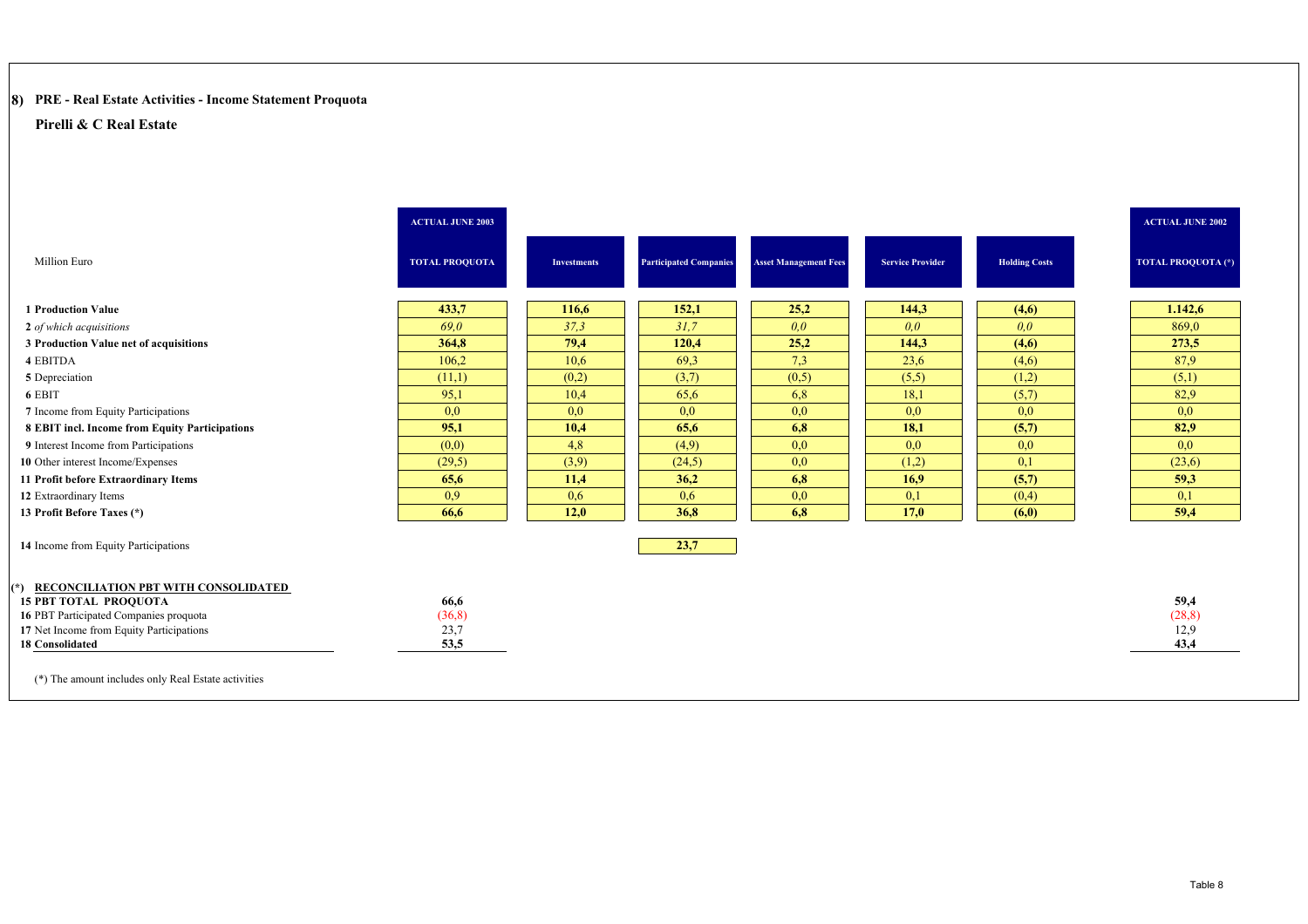## 8) PRE - Real Estate Activities - Income Statement Proquota

### Pirelli & C Real Estate

| Million Euro | ACTUAL JUNE 2003 TOTAL PROQUOTA | Investments | Participated Companies | Asset Management Fees | Service Provider | Holding Costs | ACTUAL JUNE 2002 TOTAL PROQUOTA (*) |
|---|---|---|---|---|---|---|---|
| **1 Production Value** | **433,7** | **116,6** | **152,1** | **25,2** | **144,3** | **(4,6)** | **1.142,6** |
| 2 *of which acquisitions* | *69,0* | *37,3* | *31,7* | *0,0* | *0,0* | *0,0* | 869,0 |
| **3 Production Value net of acquisitions** | **364,8** | **79,4** | **120,4** | **25,2** | **144,3** | **(4,6)** | **273,5** |
| 4 EBITDA | 106,2 | 10,6 | 69,3 | 7,3 | 23,6 | (4,6) | 87,9 |
| 5 Depreciation | (11,1) | (0,2) | (3,7) | (0,5) | (5,5) | (1,2) | (5,1) |
| 6 EBIT | 95,1 | 10,4 | 65,6 | 6,8 | 18,1 | (5,7) | 82,9 |
| 7 Income from Equity Participations | 0,0 | 0,0 | 0,0 | 0,0 | 0,0 | 0,0 | 0,0 |
| **8 EBIT incl. Income from Equity Participations** | **95,1** | **10,4** | **65,6** | **6,8** | **18,1** | **(5,7)** | **82,9** |
| 9 Interest Income from Participations | (0,0) | 4,8 | (4,9) | 0,0 | 0,0 | 0,0 | 0,0 |
| 10 Other interest Income/Expenses | (29,5) | (3,9) | (24,5) | 0,0 | (1,2) | 0,1 | (23,6) |
| **11 Profit before Extraordinary Items** | **65,6** | **11,4** | **36,2** | **6,8** | **16,9** | **(5,7)** | **59,3** |
| 12 Extraordinary Items | 0,9 | 0,6 | 0,6 | 0,0 | 0,1 | (0,4) | 0,1 |
| **13 Profit Before Taxes (*)** | **66,6** | **12,0** | **36,8** | **6,8** | **17,0** | **(6,0)** | **59,4** |
| 14 Income from Equity Participations | | | **23,7** | | | | |

**(*) RECONCILIATION PBT WITH CONSOLIDATED**

| | ACTUAL JUNE 2003 | ACTUAL JUNE 2002 |
|---|---|---|
| **15 PBT TOTAL PROQUOTA** | **66,6** | **59,4** |
| 16 PBT Participated Companies proquota | (36,8) | (28,8) |
| 17 Net Income from Equity Participations | 23,7 | 12,9 |
| **18 Consolidated** | **53,5** | **43,4** |

(*) The amount includes only Real Estate activities

Table 8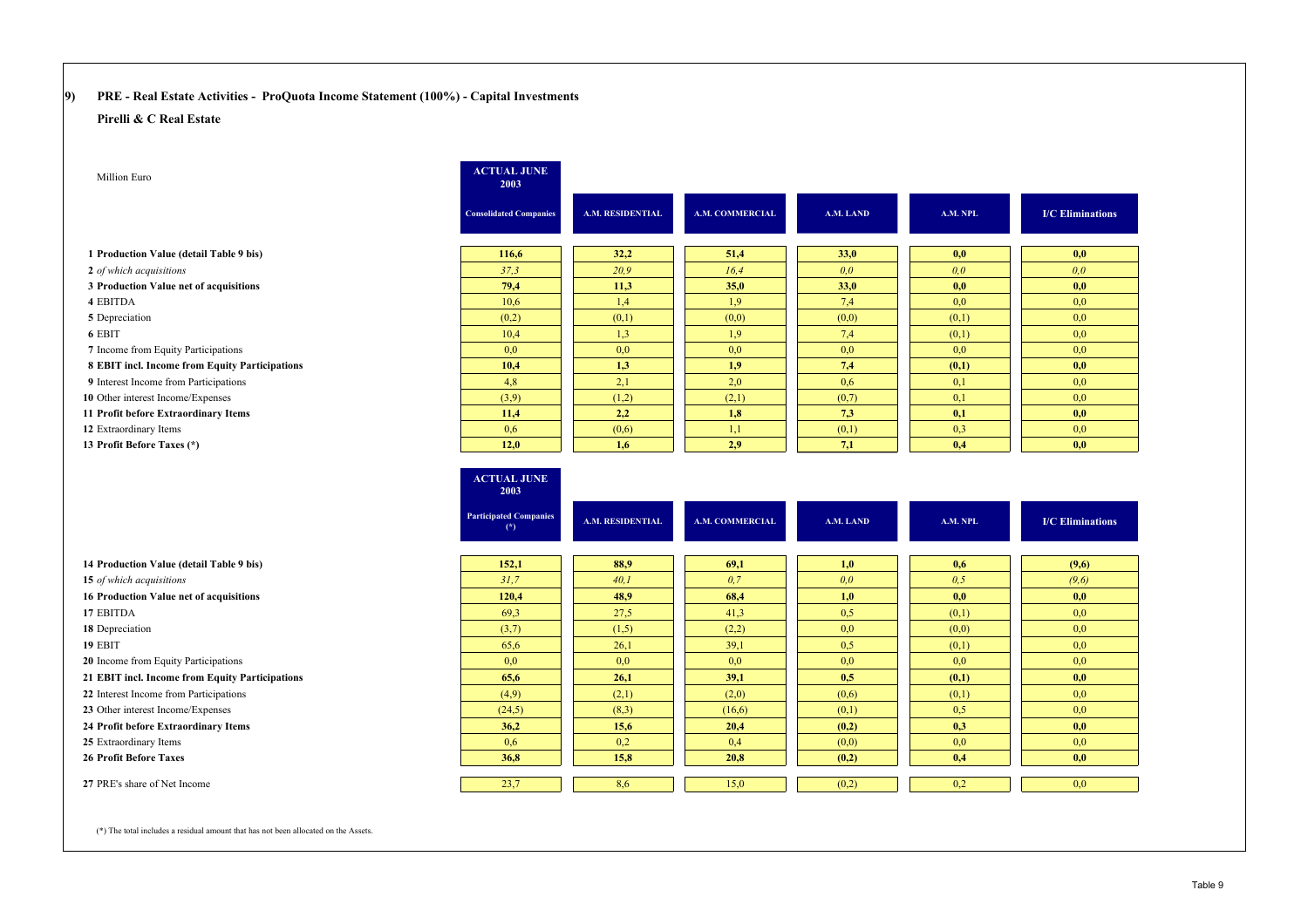## 9) PRE - Real Estate Activities - ProQuota Income Statement (100%) - Capital Investments

**Pirelli & C Real Estate**

| Million Euro | ACTUAL JUNE 2003 Consolidated Companies | A.M. RESIDENTIAL | A.M. COMMERCIAL | A.M. LAND | A.M. NPL | I/C Eliminations |
|---|---|---|---|---|---|---|
| **1 Production Value (detail Table 9 bis)** | **116,6** | **32,2** | **51,4** | **33,0** | **0,0** | **0,0** |
| 2 *of which acquisitions* | *37,3* | *20,9* | *16,4* | *0,0* | *0,0* | *0,0* |
| **3 Production Value net of acquisitions** | **79,4** | **11,3** | **35,0** | **33,0** | **0,0** | **0,0** |
| 4 EBITDA | 10,6 | 1,4 | 1,9 | 7,4 | 0,0 | 0,0 |
| 5 Depreciation | (0,2) | (0,1) | (0,0) | (0,0) | (0,1) | 0,0 |
| 6 EBIT | 10,4 | 1,3 | 1,9 | 7,4 | (0,1) | 0,0 |
| 7 Income from Equity Participations | 0,0 | 0,0 | 0,0 | 0,0 | 0,0 | 0,0 |
| **8 EBIT incl. Income from Equity Participations** | **10,4** | **1,3** | **1,9** | **7,4** | **(0,1)** | **0,0** |
| 9 Interest Income from Participations | 4,8 | 2,1 | 2,0 | 0,6 | 0,1 | 0,0 |
| 10 Other interest Income/Expenses | (3,9) | (1,2) | (2,1) | (0,7) | 0,1 | 0,0 |
| **11 Profit before Extraordinary Items** | **11,4** | **2,2** | **1,8** | **7,3** | **0,1** | **0,0** |
| 12 Extraordinary Items | 0,6 | (0,6) | 1,1 | (0,1) | 0,3 | 0,0 |
| **13 Profit Before Taxes (\*)** | **12,0** | **1,6** | **2,9** | **7,1** | **0,4** | **0,0** |

| | ACTUAL JUNE 2003 Participated Companies (\*) | A.M. RESIDENTIAL | A.M. COMMERCIAL | A.M. LAND | A.M. NPL | I/C Eliminations |
|---|---|---|---|---|---|---|
| **14 Production Value (detail Table 9 bis)** | **152,1** | **88,9** | **69,1** | **1,0** | **0,6** | **(9,6)** |
| 15 *of which acquisitions* | *31,7* | *40,1* | *0,7* | *0,0* | *0,5* | *(9,6)* |
| **16 Production Value net of acquisitions** | **120,4** | **48,9** | **68,4** | **1,0** | **0,0** | **0,0** |
| 17 EBITDA | 69,3 | 27,5 | 41,3 | 0,5 | (0,1) | 0,0 |
| 18 Depreciation | (3,7) | (1,5) | (2,2) | 0,0 | (0,0) | 0,0 |
| 19 EBIT | 65,6 | 26,1 | 39,1 | 0,5 | (0,1) | 0,0 |
| 20 Income from Equity Participations | 0,0 | 0,0 | 0,0 | 0,0 | 0,0 | 0,0 |
| **21 EBIT incl. Income from Equity Participations** | **65,6** | **26,1** | **39,1** | **0,5** | **(0,1)** | **0,0** |
| 22 Interest Income from Participations | (4,9) | (2,1) | (2,0) | (0,6) | (0,1) | 0,0 |
| 23 Other interest Income/Expenses | (24,5) | (8,3) | (16,6) | (0,1) | 0,5 | 0,0 |
| **24 Profit before Extraordinary Items** | **36,2** | **15,6** | **20,4** | **(0,2)** | **0,3** | **0,0** |
| 25 Extraordinary Items | 0,6 | 0,2 | 0,4 | (0,0) | 0,0 | 0,0 |
| **26 Profit Before Taxes** | **36,8** | **15,8** | **20,8** | **(0,2)** | **0,4** | **0,0** |
| 27 PRE's share of Net Income | 23,7 | 8,6 | 15,0 | (0,2) | 0,2 | 0,0 |

(\*) The total includes a residual amount that has not been allocated on the Assets.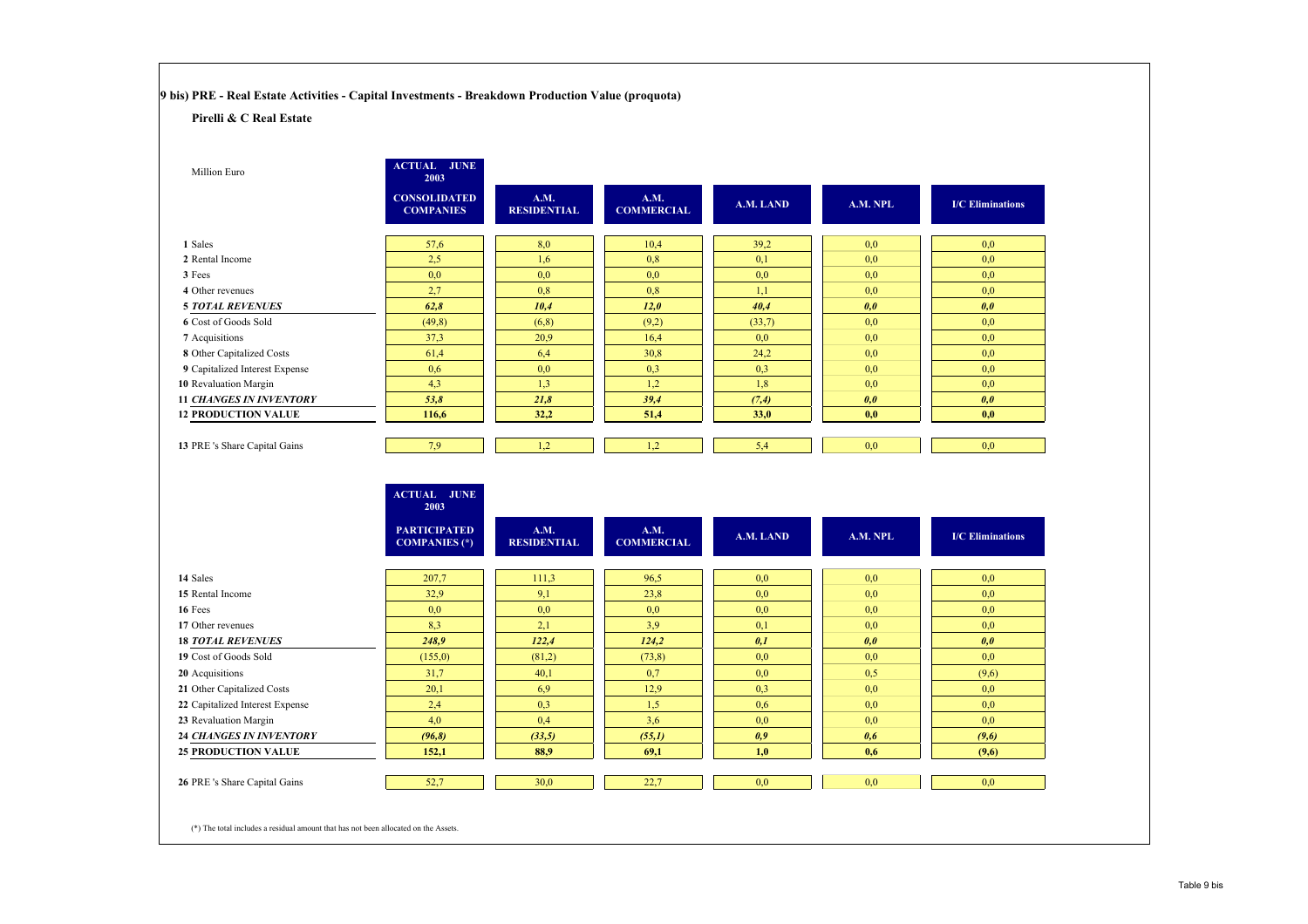## 9 bis) PRE - Real Estate Activities - Capital Investments - Breakdown Production Value (proquota)

### Pirelli & C Real Estate

| Million Euro | ACTUAL JUNE 2003 CONSOLIDATED COMPANIES | A.M. RESIDENTIAL | A.M. COMMERCIAL | A.M. LAND | A.M. NPL | I/C Eliminations |
|---|---|---|---|---|---|---|
| 1 Sales | 57,6 | 8,0 | 10,4 | 39,2 | 0,0 | 0,0 |
| 2 Rental Income | 2,5 | 1,6 | 0,8 | 0,1 | 0,0 | 0,0 |
| 3 Fees | 0,0 | 0,0 | 0,0 | 0,0 | 0,0 | 0,0 |
| 4 Other revenues | 2,7 | 0,8 | 0,8 | 1,1 | 0,0 | 0,0 |
| ***5 TOTAL REVENUES*** | ***62,8*** | ***10,4*** | ***12,0*** | ***40,4*** | ***0,0*** | ***0,0*** |
| 6 Cost of Goods Sold | (49,8) | (6,8) | (9,2) | (33,7) | 0,0 | 0,0 |
| 7 Acquisitions | 37,3 | 20,9 | 16,4 | 0,0 | 0,0 | 0,0 |
| 8 Other Capitalized Costs | 61,4 | 6,4 | 30,8 | 24,2 | 0,0 | 0,0 |
| 9 Capitalized Interest Expense | 0,6 | 0,0 | 0,3 | 0,3 | 0,0 | 0,0 |
| 10 Revaluation Margin | 4,3 | 1,3 | 1,2 | 1,8 | 0,0 | 0,0 |
| ***11 CHANGES IN INVENTORY*** | ***53,8*** | ***21,8*** | ***39,4*** | ***(7,4)*** | ***0,0*** | ***0,0*** |
| **12 PRODUCTION VALUE** | **116,6** | **32,2** | **51,4** | **33,0** | **0,0** | **0,0** |
| 13 PRE 's Share Capital Gains | 7,9 | 1,2 | 1,2 | 5,4 | 0,0 | 0,0 |

| | ACTUAL JUNE 2003 PARTICIPATED COMPANIES (*) | A.M. RESIDENTIAL | A.M. COMMERCIAL | A.M. LAND | A.M. NPL | I/C Eliminations |
|---|---|---|---|---|---|---|
| 14 Sales | 207,7 | 111,3 | 96,5 | 0,0 | 0,0 | 0,0 |
| 15 Rental Income | 32,9 | 9,1 | 23,8 | 0,0 | 0,0 | 0,0 |
| 16 Fees | 0,0 | 0,0 | 0,0 | 0,0 | 0,0 | 0,0 |
| 17 Other revenues | 8,3 | 2,1 | 3,9 | 0,1 | 0,0 | 0,0 |
| ***18 TOTAL REVENUES*** | ***248,9*** | ***122,4*** | ***124,2*** | ***0,1*** | ***0,0*** | ***0,0*** |
| 19 Cost of Goods Sold | (155,0) | (81,2) | (73,8) | 0,0 | 0,0 | 0,0 |
| 20 Acquisitions | 31,7 | 40,1 | 0,7 | 0,0 | 0,5 | (9,6) |
| 21 Other Capitalized Costs | 20,1 | 6,9 | 12,9 | 0,3 | 0,0 | 0,0 |
| 22 Capitalized Interest Expense | 2,4 | 0,3 | 1,5 | 0,6 | 0,0 | 0,0 |
| 23 Revaluation Margin | 4,0 | 0,4 | 3,6 | 0,0 | 0,0 | 0,0 |
| ***24 CHANGES IN INVENTORY*** | ***(96,8)*** | ***(33,5)*** | ***(55,1)*** | ***0,9*** | ***0,6*** | ***(9,6)*** |
| **25 PRODUCTION VALUE** | **152,1** | **88,9** | **69,1** | **1,0** | **0,6** | **(9,6)** |
| 26 PRE 's Share Capital Gains | 52,7 | 30,0 | 22,7 | 0,0 | 0,0 | 0,0 |

(*) The total includes a residual amount that has not been allocated on the Assets.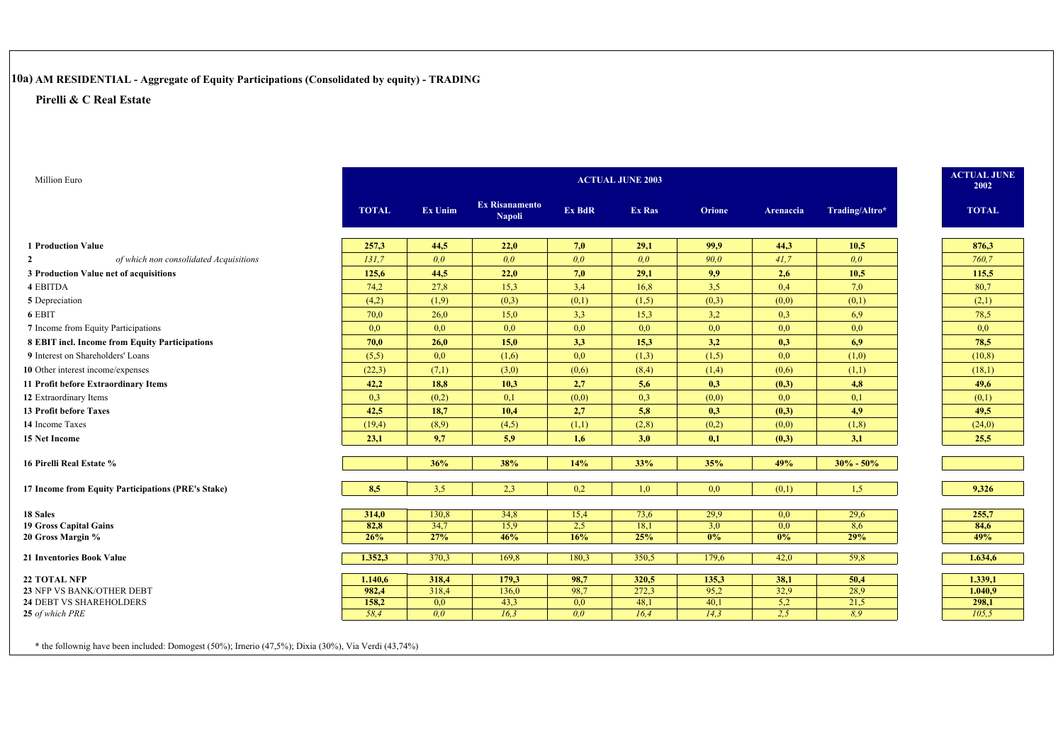## 10a) AM RESIDENTIAL - Aggregate of Equity Participations (Consolidated by equity) - TRADING

### Pirelli & C Real Estate

| Million Euro | ACTUAL JUNE 2003 | | | | | | | | ACTUAL JUNE 2002 |
|---|---|---|---|---|---|---|---|---|---|
| | **TOTAL** | **Ex Unim** | **Ex Risanamento Napoli** | **Ex BdR** | **Ex Ras** | **Orione** | **Arenaccia** | **Trading/Altro*** | **TOTAL** |
| **1 Production Value** | **257,3** | **44,5** | **22,0** | **7,0** | **29,1** | **99,9** | **44,3** | **10,5** | **876,3** |
| **2** *of which non consolidated Acquisitions* | *131,7* | *0,0* | *0,0* | *0,0* | *0,0* | *90,0* | *41,7* | *0,0* | *760,7* |
| **3 Production Value net of acquisitions** | **125,6** | **44,5** | **22,0** | **7,0** | **29,1** | **9,9** | **2,6** | **10,5** | **115,5** |
| **4** EBITDA | 74,2 | 27,8 | 15,3 | 3,4 | 16,8 | 3,5 | 0,4 | 7,0 | 80,7 |
| **5** Depreciation | (4,2) | (1,9) | (0,3) | (0,1) | (1,5) | (0,3) | (0,0) | (0,1) | (2,1) |
| **6** EBIT | 70,0 | 26,0 | 15,0 | 3,3 | 15,3 | 3,2 | 0,3 | 6,9 | 78,5 |
| **7** Income from Equity Participations | 0,0 | 0,0 | 0,0 | 0,0 | 0,0 | 0,0 | 0,0 | 0,0 | 0,0 |
| **8 EBIT incl. Income from Equity Participations** | **70,0** | **26,0** | **15,0** | **3,3** | **15,3** | **3,2** | **0,3** | **6,9** | **78,5** |
| **9** Interest on Shareholders' Loans | (5,5) | 0,0 | (1,6) | 0,0 | (1,3) | (1,5) | 0,0 | (1,0) | (10,8) |
| **10** Other interest income/expenses | (22,3) | (7,1) | (3,0) | (0,6) | (8,4) | (1,4) | (0,6) | (1,1) | (18,1) |
| **11 Profit before Extraordinary Items** | **42,2** | **18,8** | **10,3** | **2,7** | **5,6** | **0,3** | **(0,3)** | **4,8** | **49,6** |
| **12** Extraordinary Items | 0,3 | (0,2) | 0,1 | (0,0) | 0,3 | (0,0) | 0,0 | 0,1 | (0,1) |
| **13 Profit before Taxes** | **42,5** | **18,7** | **10,4** | **2,7** | **5,8** | **0,3** | **(0,3)** | **4,9** | **49,5** |
| **14** Income Taxes | (19,4) | (8,9) | (4,5) | (1,1) | (2,8) | (0,2) | (0,0) | (1,8) | (24,0) |
| **15 Net Income** | **23,1** | **9,7** | **5,9** | **1,6** | **3,0** | **0,1** | **(0,3)** | **3,1** | **25,5** |
| **16 Pirelli Real Estate %** | | **36%** | **38%** | **14%** | **33%** | **35%** | **49%** | **30% - 50%** | |
| **17 Income from Equity Participations (PRE's Stake)** | **8,5** | 3,5 | 2,3 | 0,2 | 1,0 | 0,0 | (0,1) | 1,5 | **9,326** |
| **18 Sales** | **314,0** | 130,8 | 34,8 | 15,4 | 73,6 | 29,9 | 0,0 | 29,6 | **255,7** |
| **19 Gross Capital Gains** | **82,8** | 34,7 | 15,9 | 2,5 | 18,1 | 3,0 | 0,0 | 8,6 | **84,6** |
| **20 Gross Margin %** | **26%** | **27%** | **46%** | **16%** | **25%** | **0%** | **0%** | **29%** | **49%** |
| **21 Inventories Book Value** | **1.352,3** | 370,3 | 169,8 | 180,3 | 350,5 | 179,6 | 42,0 | 59,8 | **1.634,6** |
| **22 TOTAL NFP** | **1.140,6** | **318,4** | **179,3** | **98,7** | **320,5** | **135,3** | **38,1** | **50,4** | **1.339,1** |
| **23** NFP VS BANK/OTHER DEBT | **982,4** | 318,4 | 136,0 | 98,7 | 272,3 | 95,2 | 32,9 | 28,9 | **1.040,9** |
| **24** DEBT VS SHAREHOLDERS | **158,2** | 0,0 | 43,3 | 0,0 | 48,1 | 40,1 | 5,2 | 21,5 | **298,1** |
| **25** *of which PRE* | *58,4* | *0,0* | *16,3* | *0,0* | *16,4* | *14,3* | *2,5* | *8,9* | *105,5* |

\* the follownig have been included: Domogest (50%); Irnerio (47,5%); Dixia (30%), Via Verdi (43,74%)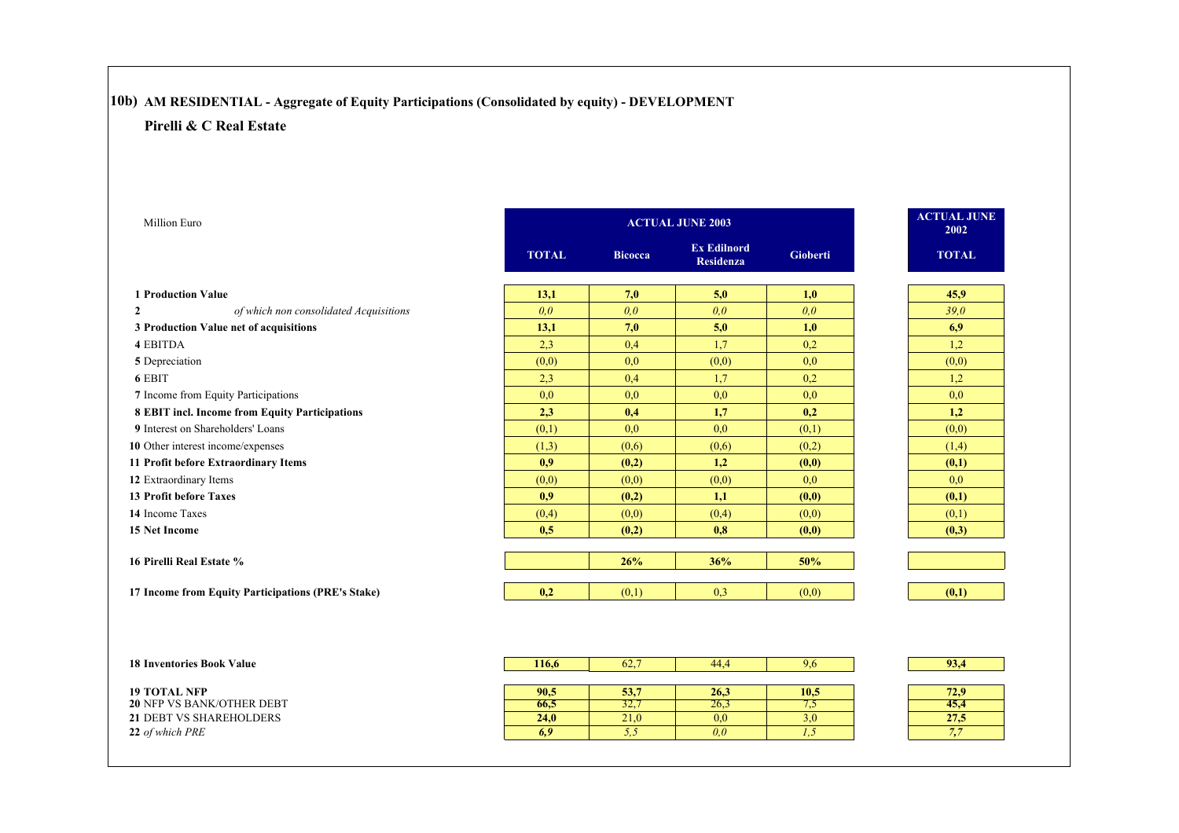## 10b) AM RESIDENTIAL - Aggregate of Equity Participations (Consolidated by equity) - DEVELOPMENT

### Pirelli & C Real Estate

| Million Euro | ACTUAL JUNE 2003 | | | | ACTUAL JUNE 2002 |
|---|---|---|---|---|---|
| | **TOTAL** | **Bicocca** | **Ex Edilnord Residenza** | **Gioberti** | **TOTAL** |
| **1 Production Value** | **13,1** | **7,0** | **5,0** | **1,0** | **45,9** |
| 2 *of which non consolidated Acquisitions* | *0,0* | *0,0* | *0,0* | *0,0* | *39,0* |
| **3 Production Value net of acquisitions** | **13,1** | **7,0** | **5,0** | **1,0** | **6,9** |
| **4** EBITDA | 2,3 | 0,4 | 1,7 | 0,2 | 1,2 |
| **5** Depreciation | (0,0) | 0,0 | (0,0) | 0,0 | (0,0) |
| **6** EBIT | 2,3 | 0,4 | 1,7 | 0,2 | 1,2 |
| **7** Income from Equity Participations | 0,0 | 0,0 | 0,0 | 0,0 | 0,0 |
| **8 EBIT incl. Income from Equity Participations** | **2,3** | **0,4** | **1,7** | **0,2** | **1,2** |
| **9** Interest on Shareholders' Loans | (0,1) | 0,0 | 0,0 | (0,1) | (0,0) |
| **10** Other interest income/expenses | (1,3) | (0,6) | (0,6) | (0,2) | (1,4) |
| **11 Profit before Extraordinary Items** | **0,9** | **(0,2)** | **1,2** | **(0,0)** | **(0,1)** |
| **12** Extraordinary Items | (0,0) | (0,0) | (0,0) | 0,0 | 0,0 |
| **13 Profit before Taxes** | **0,9** | **(0,2)** | **1,1** | **(0,0)** | **(0,1)** |
| **14** Income Taxes | (0,4) | (0,0) | (0,4) | (0,0) | (0,1) |
| **15 Net Income** | **0,5** | **(0,2)** | **0,8** | **(0,0)** | **(0,3)** |
| **16 Pirelli Real Estate %** | | **26%** | **36%** | **50%** | |
| **17 Income from Equity Participations (PRE's Stake)** | **0,2** | (0,1) | 0,3 | (0,0) | **(0,1)** |
| **18 Inventories Book Value** | **116,6** | 62,7 | 44,4 | 9,6 | **93,4** |
| **19 TOTAL NFP** | **90,5** | **53,7** | **26,3** | **10,5** | **72,9** |
| **20** NFP VS BANK/OTHER DEBT | **66,5** | 32,7 | 26,3 | 7,5 | **45,4** |
| **21** DEBT VS SHAREHOLDERS | **24,0** | 21,0 | 0,0 | 3,0 | **27,5** |
| **22** *of which PRE* | ***6,9*** | *5,5* | *0,0* | *1,5* | ***7,7*** |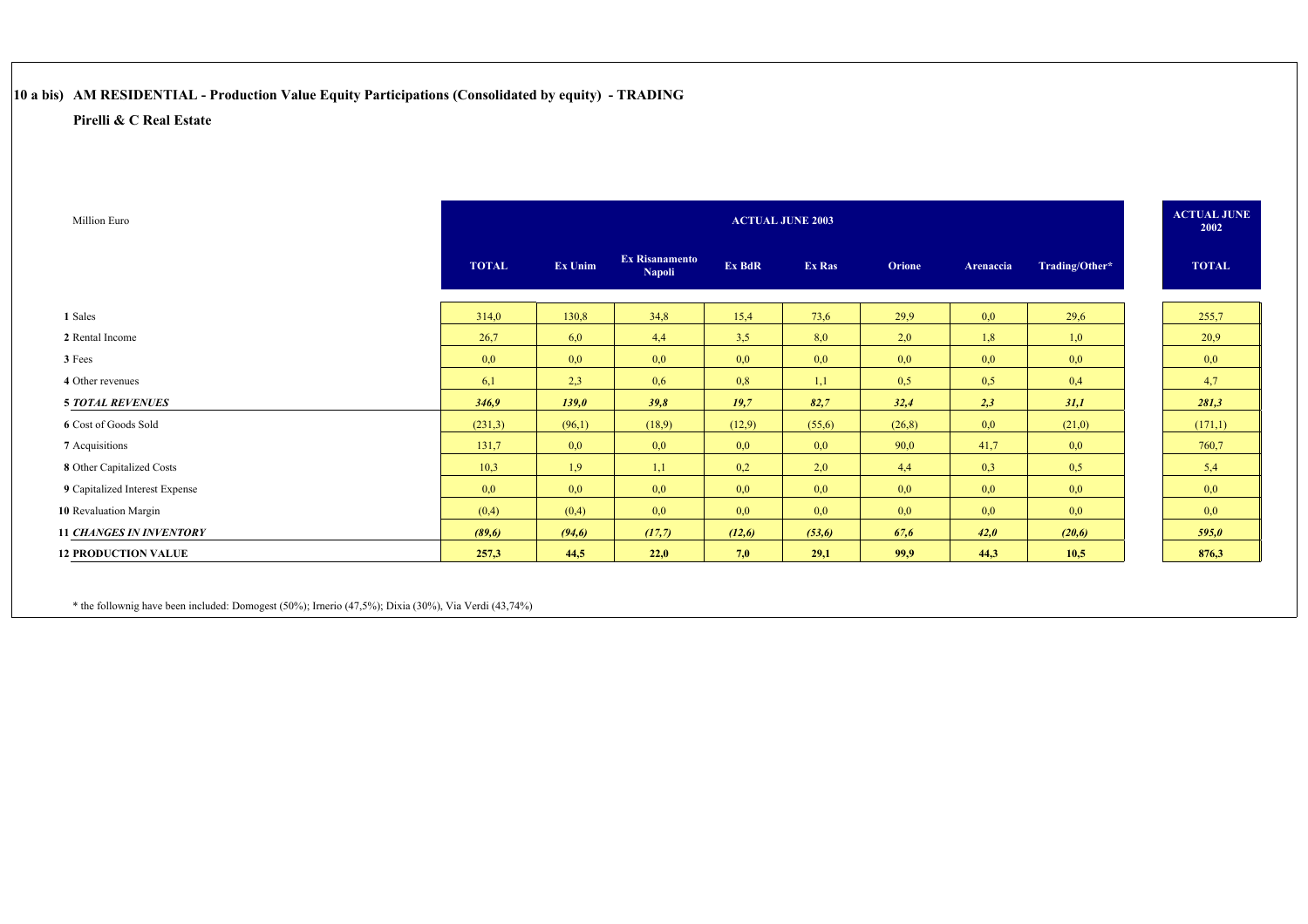## 10 a bis) AM RESIDENTIAL - Production Value Equity Participations (Consolidated by equity) - TRADING

**Pirelli & C Real Estate**

| Million Euro | ACTUAL JUNE 2003 | | | | | | | | ACTUAL JUNE 2002 |
|---|---|---|---|---|---|---|---|---|---|
| | **TOTAL** | **Ex Unim** | **Ex Risanamento Napoli** | **Ex BdR** | **Ex Ras** | **Orione** | **Arenaccia** | **Trading/Other*** | **TOTAL** |
| **1** Sales | 314,0 | 130,8 | 34,8 | 15,4 | 73,6 | 29,9 | 0,0 | 29,6 | 255,7 |
| **2** Rental Income | 26,7 | 6,0 | 4,4 | 3,5 | 8,0 | 2,0 | 1,8 | 1,0 | 20,9 |
| **3** Fees | 0,0 | 0,0 | 0,0 | 0,0 | 0,0 | 0,0 | 0,0 | 0,0 | 0,0 |
| **4** Other revenues | 6,1 | 2,3 | 0,6 | 0,8 | 1,1 | 0,5 | 0,5 | 0,4 | 4,7 |
| ***5 TOTAL REVENUES*** | ***346,9*** | ***139,0*** | ***39,8*** | ***19,7*** | ***82,7*** | ***32,4*** | ***2,3*** | ***31,1*** | ***281,3*** |
| **6** Cost of Goods Sold | (231,3) | (96,1) | (18,9) | (12,9) | (55,6) | (26,8) | 0,0 | (21,0) | (171,1) |
| **7** Acquisitions | 131,7 | 0,0 | 0,0 | 0,0 | 0,0 | 90,0 | 41,7 | 0,0 | 760,7 |
| **8** Other Capitalized Costs | 10,3 | 1,9 | 1,1 | 0,2 | 2,0 | 4,4 | 0,3 | 0,5 | 5,4 |
| **9** Capitalized Interest Expense | 0,0 | 0,0 | 0,0 | 0,0 | 0,0 | 0,0 | 0,0 | 0,0 | 0,0 |
| **10** Revaluation Margin | (0,4) | (0,4) | 0,0 | 0,0 | 0,0 | 0,0 | 0,0 | 0,0 | 0,0 |
| ***11 CHANGES IN INVENTORY*** | ***(89,6)*** | ***(94,6)*** | ***(17,7)*** | ***(12,6)*** | ***(53,6)*** | ***67,6*** | ***42,0*** | ***(20,6)*** | ***595,0*** |
| **12 PRODUCTION VALUE** | **257,3** | **44,5** | **22,0** | **7,0** | **29,1** | **99,9** | **44,3** | **10,5** | **876,3** |

* the follownig have been included: Domogest (50%); Irnerio (47,5%); Dixia (30%), Via Verdi (43,74%)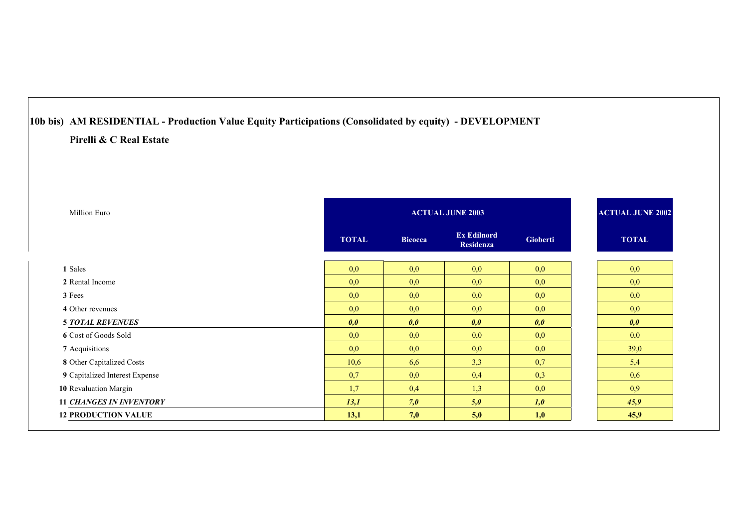## 10b bis) AM RESIDENTIAL - Production Value Equity Participations (Consolidated by equity) - DEVELOPMENT

### Pirelli & C Real Estate

| Million Euro | ACTUAL JUNE 2003 | | | | ACTUAL JUNE 2002 |
|---|---|---|---|---|---|
| | TOTAL | Bicocca | Ex Edilnord Residenza | Gioberti | TOTAL |
| **1** Sales | 0,0 | 0,0 | 0,0 | 0,0 | 0,0 |
| **2** Rental Income | 0,0 | 0,0 | 0,0 | 0,0 | 0,0 |
| **3** Fees | 0,0 | 0,0 | 0,0 | 0,0 | 0,0 |
| **4** Other revenues | 0,0 | 0,0 | 0,0 | 0,0 | 0,0 |
| **5** ***TOTAL REVENUES*** | ***0,0*** | ***0,0*** | ***0,0*** | ***0,0*** | ***0,0*** |
| **6** Cost of Goods Sold | 0,0 | 0,0 | 0,0 | 0,0 | 0,0 |
| **7** Acquisitions | 0,0 | 0,0 | 0,0 | 0,0 | 39,0 |
| **8** Other Capitalized Costs | 10,6 | 6,6 | 3,3 | 0,7 | 5,4 |
| **9** Capitalized Interest Expense | 0,7 | 0,0 | 0,4 | 0,3 | 0,6 |
| **10** Revaluation Margin | 1,7 | 0,4 | 1,3 | 0,0 | 0,9 |
| **11** ***CHANGES IN INVENTORY*** | ***13,1*** | ***7,0*** | ***5,0*** | ***1,0*** | ***45,9*** |
| **12 PRODUCTION VALUE** | **13,1** | **7,0** | **5,0** | **1,0** | **45,9** |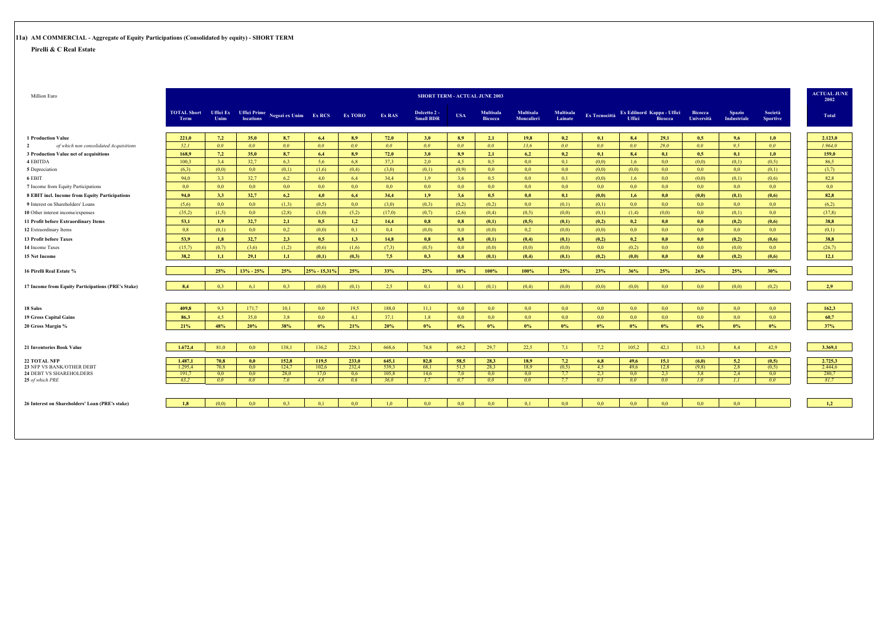## 11a) AM COMMERCIAL - Aggregate of Equity Participations (Consolidated by equity) - SHORT TERM

### Pirelli & C Real Estate

| Million Euro | SHORT TERM - ACTUAL JUNE 2003 | | | | | | | | | | | | | | | | | | | ACTUAL JUNE 2002 |
|---|---|---|---|---|---|---|---|---|---|---|---|---|---|---|---|---|---|---|---|---|
| | TOTAL Short Term | Uffici Ex Unim | Uffici Prime locations | Negozi ex Unim | Ex RCS | Ex TORO | Ex RAS | Dolcetto 2 - Small BDR | USA | Multisala Bicocca | Multisala Moncalieri | Multisala Lainate | Ex Tecnocittà | Ex Edilnord Uffici | Kappa - Uffici Bicocca | Bicocca Università | Spazio Industriale | Società Sportive | Total |
| **1 Production Value** | **221,0** | **7,2** | **35,0** | **8,7** | **6,4** | **8,9** | **72,0** | **3,0** | **8,9** | **2,1** | **19,8** | **0,2** | **0,1** | **8,4** | **29,1** | **0,5** | **9,6** | **1,0** | **2.123,0** |
| **2** *of which non consolidated Acquisitions* | *52,1* | *0,0* | *0,0* | *0,0* | *0,0* | *0,0* | *0,0* | *0,0* | *0,0* | *0,0* | *13,6* | *0,0* | *0,0* | *0,0* | *29,0* | *0,0* | *9,5* | *0,0* | *1.964,0* |
| **3 Production Value net of acquisitions** | **168,9** | **7,2** | **35,0** | **8,7** | **6,4** | **8,9** | **72,0** | **3,0** | **8,9** | **2,1** | **6,2** | **0,2** | **0,1** | **8,4** | **0,1** | **0,5** | **0,1** | **1,0** | **159,0** |
| **4** EBITDA | 100,3 | 3,4 | 32,7 | 6,3 | 5,6 | 6,8 | 37,3 | 2,0 | 4,5 | 0,5 | 0,0 | 0,1 | (0,0) | 1,6 | 0,0 | (0,0) | (0,1) | (0,5) | 86,5 |
| **5** Depreciation | (6,3) | (0,0) | 0,0 | (0,1) | (1,6) | (0,4) | (3,0) | (0,1) | (0,9) | 0,0 | 0,0 | 0,0 | (0,0) | (0,0) | 0,0 | 0,0 | 0,0 | (0,1) | (3,7) |
| **6** EBIT | 94,0 | 3,3 | 32,7 | 6,2 | 4,0 | 6,4 | 34,4 | 1,9 | 3,6 | 0,5 | 0,0 | 0,1 | (0,0) | 1,6 | 0,0 | (0,0) | (0,1) | (0,6) | 82,8 |
| **7** Income from Equity Participations | 0,0 | 0,0 | 0,0 | 0,0 | 0,0 | 0,0 | 0,0 | 0,0 | 0,0 | 0,0 | 0,0 | 0,0 | 0,0 | 0,0 | 0,0 | 0,0 | 0,0 | 0,0 | 0,0 |
| **8 EBIT incl. Income from Equity Participations** | **94,0** | **3,3** | **32,7** | **6,2** | **4,0** | **6,4** | **34,4** | **1,9** | **3,6** | **0,5** | **0,0** | **0,1** | **(0,0)** | **1,6** | **0,0** | **(0,0)** | **(0,1)** | **(0,6)** | **82,8** |
| **9** Interest on Shareholders' Loans | (5,6) | 0,0 | 0,0 | (1,3) | (0,5) | 0,0 | (3,0) | (0,3) | (0,2) | (0,2) | 0,0 | (0,1) | (0,1) | 0,0 | 0,0 | 0,0 | 0,0 | 0,0 | (6,2) |
| **10** Other interest income/expenses | (35,2) | (1,5) | 0,0 | (2,8) | (3,0) | (5,2) | (17,0) | (0,7) | (2,6) | (0,4) | (0,5) | (0,0) | (0,1) | (1,4) | (0,0) | 0,0 | (0,1) | 0,0 | (37,8) |
| **11 Profit before Extraordinary Items** | **53,1** | **1,9** | **32,7** | **2,1** | **0,5** | **1,2** | **14,4** | **0,8** | **0,8** | **(0,1)** | **(0,5)** | **(0,1)** | **(0,2)** | **0,2** | **0,0** | **0,0** | **(0,2)** | **(0,6)** | **38,8** |
| **12** Extraordinary Items | 0,8 | (0,1) | 0,0 | 0,2 | (0,0) | 0,1 | 0,4 | (0,0) | 0,0 | (0,0) | 0,2 | (0,0) | (0,0) | 0,0 | 0,0 | 0,0 | 0,0 | 0,0 | (0,1) |
| **13 Profit before Taxes** | **53,9** | **1,8** | **32,7** | **2,3** | **0,5** | **1,3** | **14,8** | **0,8** | **0,8** | **(0,1)** | **(0,4)** | **(0,1)** | **(0,2)** | **0,2** | **0,0** | **0,0** | **(0,2)** | **(0,6)** | **38,8** |
| **14** Income Taxes | (15,7) | (0,7) | (3,6) | (1,2) | (0,6) | (1,6) | (7,3) | (0,5) | 0,0 | (0,0) | (0,0) | (0,0) | 0,0 | (0,2) | 0,0 | 0,0 | (0,0) | 0,0 | (26,7) |
| **15** Net Income | **38,2** | **1,1** | **29,1** | **1,1** | **(0,1)** | **(0,3)** | **7,5** | **0,3** | **0,8** | **(0,1)** | **(0,4)** | **(0,1)** | **(0,2)** | **(0,0)** | **0,0** | **0,0** | **(0,2)** | **(0,6)** | **12,1** |
| **16 Pirelli Real Estate %** | | **25%** | **13% - 25%** | **25%** | **25% - 15,31%** | **25%** | **33%** | **25%** | **10%** | **100%** | **100%** | **25%** | **23%** | **36%** | **25%** | **26%** | **25%** | **30%** | |
| **17 Income from Equity Participations (PRE's Stake)** | **8,4** | 0,3 | 6,1 | 0,3 | (0,0) | (0,1) | 2,5 | 0,1 | 0,1 | (0,1) | (0,4) | (0,0) | (0,0) | (0,0) | 0,0 | 0,0 | (0,0) | (0,2) | **2,9** |
| **18 Sales** | **409,8** | 9,3 | 171,7 | 10,1 | 0,0 | 19,5 | 188,0 | 11,1 | 0,0 | 0,0 | 0,0 | 0,0 | 0,0 | 0,0 | 0,0 | 0,0 | 0,0 | 0,0 | **162,3** |
| **19 Gross Capital Gains** | **86,3** | 4,5 | 35,0 | 3,8 | 0,0 | 4,1 | 37,1 | 1,8 | 0,0 | 0,0 | 0,0 | 0,0 | 0,0 | 0,0 | 0,0 | 0,0 | 0,0 | 0,0 | **60,7** |
| **20 Gross Margin %** | **21%** | **48%** | **20%** | **38%** | **0%** | **21%** | **20%** | **0%** | **0%** | **0%** | **0%** | **0%** | **0%** | **0%** | **0%** | **0%** | **0%** | **0%** | **37%** |
| **21 Inventories Book Value** | **1.672,4** | 81,0 | 0,0 | 138,1 | 136,2 | 228,1 | 668,6 | 74,8 | 69,2 | 29,7 | 22,5 | 7,1 | 7,2 | 105,2 | 42,1 | 11,3 | 8,4 | 42,9 | **3.369,1** |
| **22 TOTAL NFP** | **1.487,1** | **70,8** | **0,0** | **152,8** | **119,5** | **233,0** | **645,1** | **82,8** | **58,5** | **28,3** | **18,9** | **7,2** | **6,8** | **49,6** | **15,1** | **(6,0)** | **5,2** | **(0,5)** | **2.725,3** |
| **23** NFP VS BANK/OTHER DEBT | 1.295,4 | 70,8 | 0,0 | 124,7 | 102,6 | 232,4 | 539,3 | 68,1 | 51,5 | 28,3 | 18,9 | (0,5) | 4,5 | 49,6 | 12,8 | (9,8) | 2,8 | (0,5) | 2.444,6 |
| **24** DEBT VS SHAREHOLDERS | 191,7 | 0,0 | 0,0 | 28,0 | 17,0 | 0,6 | 105,8 | 14,6 | 7,0 | 0,0 | 0,0 | 7,7 | 2,3 | 0,0 | 2,3 | 3,8 | 2,4 | 0,0 | 280,7 |
| **25** *of which PRE* | *63,2* | *0,0* | *0,0* | *7,0* | *4,8* | *0,6* | *36,0* | *3,7* | *0,7* | *0,0* | *0,0* | *7,7* | *0,5* | *0,0* | *0,0* | *1,0* | *1,1* | *0,0* | *81,7* |
| **26 Interest on Shareholders' Loan (PRE's stake)** | **1,8** | (0,0) | 0,0 | 0,3 | 0,1 | 0,0 | 1,0 | 0,0 | 0,0 | 0,0 | 0,1 | 0,0 | 0,0 | 0,0 | 0,0 | 0,0 | 0,0 | | **1,2** |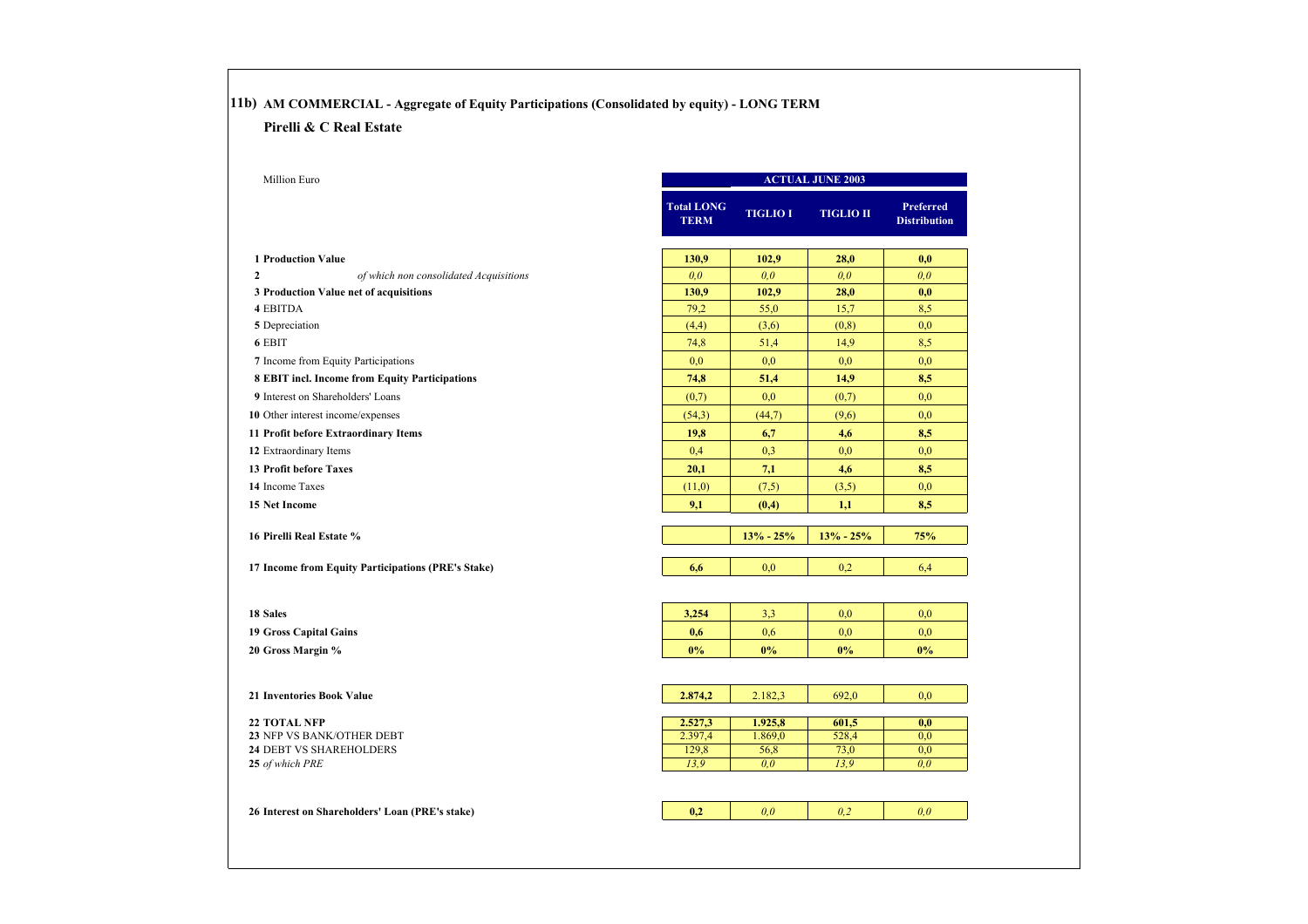## 11b) AM COMMERCIAL - Aggregate of Equity Participations (Consolidated by equity) - LONG TERM

### Pirelli & C Real Estate

| Million Euro | ACTUAL JUNE 2003 | | | |
|---|---|---|---|---|
| | **Total LONG TERM** | **TIGLIO I** | **TIGLIO II** | **Preferred Distribution** |
| **1 Production Value** | **130,9** | **102,9** | **28,0** | **0,0** |
| **2** *of which non consolidated Acquisitions* | *0,0* | *0,0* | *0,0* | *0,0* |
| **3 Production Value net of acquisitions** | **130,9** | **102,9** | **28,0** | **0,0** |
| **4** EBITDA | 79,2 | 55,0 | 15,7 | 8,5 |
| **5** Depreciation | (4,4) | (3,6) | (0,8) | 0,0 |
| **6** EBIT | 74,8 | 51,4 | 14,9 | 8,5 |
| **7** Income from Equity Participations | 0,0 | 0,0 | 0,0 | 0,0 |
| **8 EBIT incl. Income from Equity Participations** | **74,8** | **51,4** | **14,9** | **8,5** |
| **9** Interest on Shareholders' Loans | (0,7) | 0,0 | (0,7) | 0,0 |
| **10** Other interest income/expenses | (54,3) | (44,7) | (9,6) | 0,0 |
| **11 Profit before Extraordinary Items** | **19,8** | **6,7** | **4,6** | **8,5** |
| **12** Extraordinary Items | 0,4 | 0,3 | 0,0 | 0,0 |
| **13 Profit before Taxes** | **20,1** | **7,1** | **4,6** | **8,5** |
| **14** Income Taxes | (11,0) | (7,5) | (3,5) | 0,0 |
| **15 Net Income** | **9,1** | **(0,4)** | **1,1** | **8,5** |
| **16 Pirelli Real Estate %** | | **13% - 25%** | **13% - 25%** | **75%** |
| **17 Income from Equity Participations (PRE's Stake)** | **6,6** | 0,0 | 0,2 | 6,4 |
| **18 Sales** | **3,254** | 3,3 | 0,0 | 0,0 |
| **19 Gross Capital Gains** | **0,6** | 0,6 | 0,0 | 0,0 |
| **20 Gross Margin %** | **0%** | **0%** | **0%** | **0%** |
| **21 Inventories Book Value** | **2.874,2** | 2.182,3 | 692,0 | 0,0 |
| **22 TOTAL NFP** | **2.527,3** | **1.925,8** | **601,5** | **0,0** |
| **23** NFP VS BANK/OTHER DEBT | 2.397,4 | 1.869,0 | 528,4 | 0,0 |
| **24** DEBT VS SHAREHOLDERS | 129,8 | 56,8 | 73,0 | 0,0 |
| **25** *of which PRE* | *13,9* | *0,0* | *13,9* | *0,0* |
| **26 Interest on Shareholders' Loan (PRE's stake)** | **0,2** | *0,0* | *0,2* | *0,0* |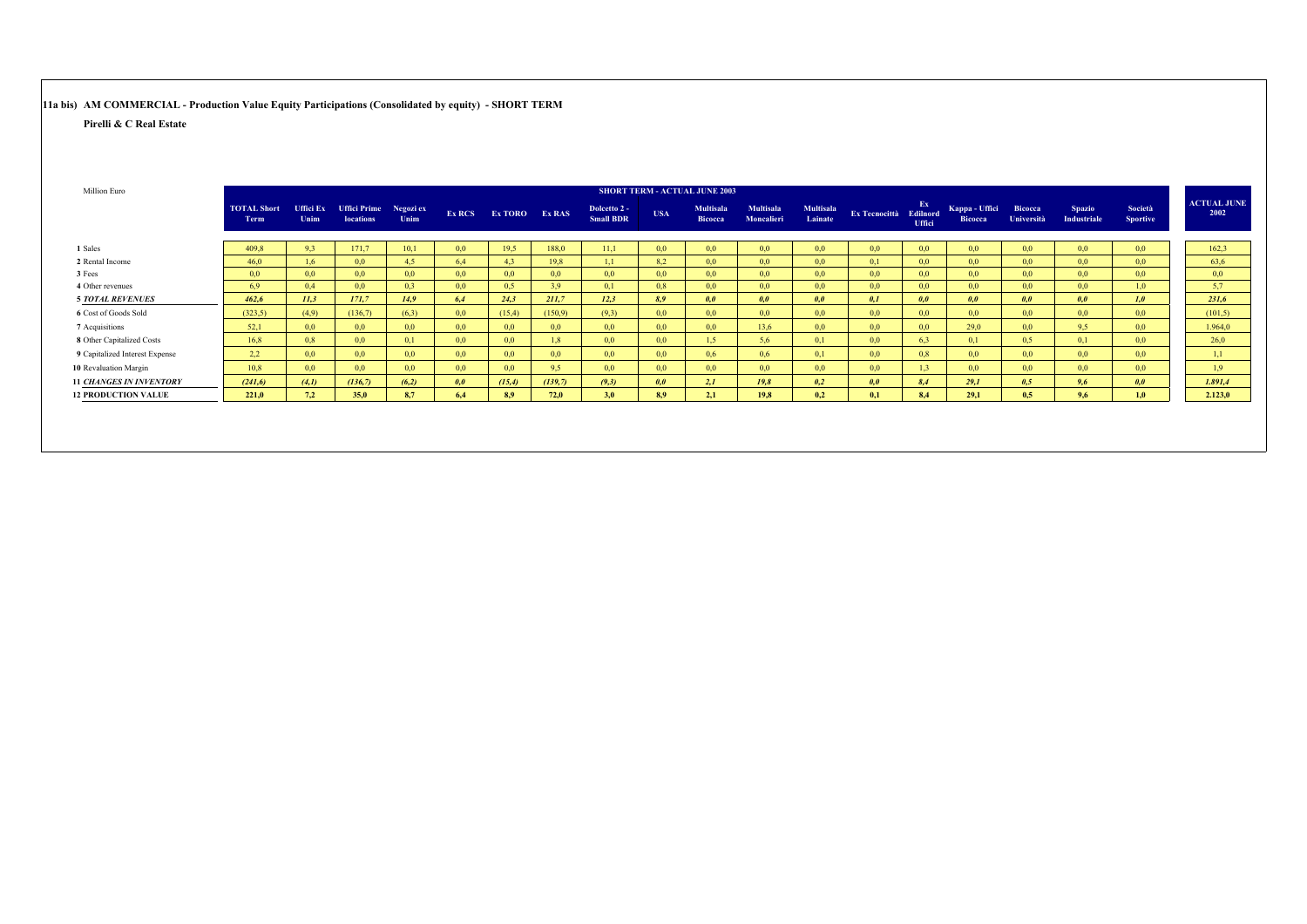**11a bis) AM COMMERCIAL - Production Value Equity Participations (Consolidated by equity) - SHORT TERM**

**Pirelli & C Real Estate**

| Million Euro | SHORT TERM - ACTUAL JUNE 2003 | | | | | | | | | | | | | | | | | | | |
|---|---|---|---|---|---|---|---|---|---|---|---|---|---|---|---|---|---|---|---|---|
| | **TOTAL Short Term** | **Uffici Ex Unim** | **Uffici Prime locations** | **Negozi ex Unim** | **Ex RCS** | **Ex TORO** | **Ex RAS** | **Dolcetto 2 - Small BDR** | **USA** | **Multisala Bicocca** | **Multisala Moncalieri** | **Multisala Lainate** | **Ex Tecnocittà** | **Ex Edilnord Uffici** | **Kappa - Uffici Bicocca** | **Bicocca Università** | **Spazio Industriale** | **Società Sportive** | **ACTUAL JUNE 2002** |
| **1** Sales | 409,8 | 9,3 | 171,7 | 10,1 | 0,0 | 19,5 | 188,0 | 11,1 | 0,0 | 0,0 | 0,0 | 0,0 | 0,0 | 0,0 | 0,0 | 0,0 | 0,0 | 0,0 | 162,3 |
| **2** Rental Income | 46,0 | 1,6 | 0,0 | 4,5 | 6,4 | 4,3 | 19,8 | 1,1 | 8,2 | 0,0 | 0,0 | 0,0 | 0,1 | 0,0 | 0,0 | 0,0 | 0,0 | 0,0 | 63,6 |
| **3** Fees | 0,0 | 0,0 | 0,0 | 0,0 | 0,0 | 0,0 | 0,0 | 0,0 | 0,0 | 0,0 | 0,0 | 0,0 | 0,0 | 0,0 | 0,0 | 0,0 | 0,0 | 0,0 | 0,0 |
| **4** Other revenues | 6,9 | 0,4 | 0,0 | 0,3 | 0,0 | 0,5 | 3,9 | 0,1 | 0,8 | 0,0 | 0,0 | 0,0 | 0,0 | 0,0 | 0,0 | 0,0 | 0,0 | 1,0 | 5,7 |
| ***5 TOTAL REVENUES*** | ***462,6*** | ***11,3*** | ***171,7*** | ***14,9*** | ***6,4*** | ***24,3*** | ***211,7*** | ***12,3*** | ***8,9*** | ***0,0*** | ***0,0*** | ***0,0*** | ***0,1*** | ***0,0*** | ***0,0*** | ***0,0*** | ***0,0*** | ***1,0*** | ***231,6*** |
| **6** Cost of Goods Sold | (323,5) | (4,9) | (136,7) | (6,3) | 0,0 | (15,4) | (150,9) | (9,3) | 0,0 | 0,0 | 0,0 | 0,0 | 0,0 | 0,0 | 0,0 | 0,0 | 0,0 | 0,0 | (101,5) |
| **7** Acquisitions | 52,1 | 0,0 | 0,0 | 0,0 | 0,0 | 0,0 | 0,0 | 0,0 | 0,0 | 0,0 | 13,6 | 0,0 | 0,0 | 0,0 | 29,0 | 0,0 | 9,5 | 0,0 | 1.964,0 |
| **8** Other Capitalized Costs | 16,8 | 0,8 | 0,0 | 0,1 | 0,0 | 0,0 | 1,8 | 0,0 | 0,0 | 1,5 | 5,6 | 0,1 | 0,0 | 6,3 | 0,1 | 0,5 | 0,1 | 0,0 | 26,0 |
| **9** Capitalized Interest Expense | 2,2 | 0,0 | 0,0 | 0,0 | 0,0 | 0,0 | 0,0 | 0,0 | 0,0 | 0,6 | 0,6 | 0,1 | 0,0 | 0,8 | 0,0 | 0,0 | 0,0 | 0,0 | 1,1 |
| **10** Revaluation Margin | 10,8 | 0,0 | 0,0 | 0,0 | 0,0 | 0,0 | 9,5 | 0,0 | 0,0 | 0,0 | 0,0 | 0,0 | 0,0 | 1,3 | 0,0 | 0,0 | 0,0 | 0,0 | 1,9 |
| ***11 CHANGES IN INVENTORY*** | ***(241,6)*** | ***(4,1)*** | ***(136,7)*** | ***(6,2)*** | ***0,0*** | ***(15,4)*** | ***(139,7)*** | ***(9,3)*** | ***0,0*** | ***2,1*** | ***19,8*** | ***0,2*** | ***0,0*** | ***8,4*** | ***29,1*** | ***0,5*** | ***9,6*** | ***0,0*** | ***1.891,4*** |
| **12 PRODUCTION VALUE** | **221,0** | **7,2** | **35,0** | **8,7** | **6,4** | **8,9** | **72,0** | **3,0** | **8,9** | **2,1** | **19,8** | **0,2** | **0,1** | **8,4** | **29,1** | **0,5** | **9,6** | **1,0** | **2.123,0** |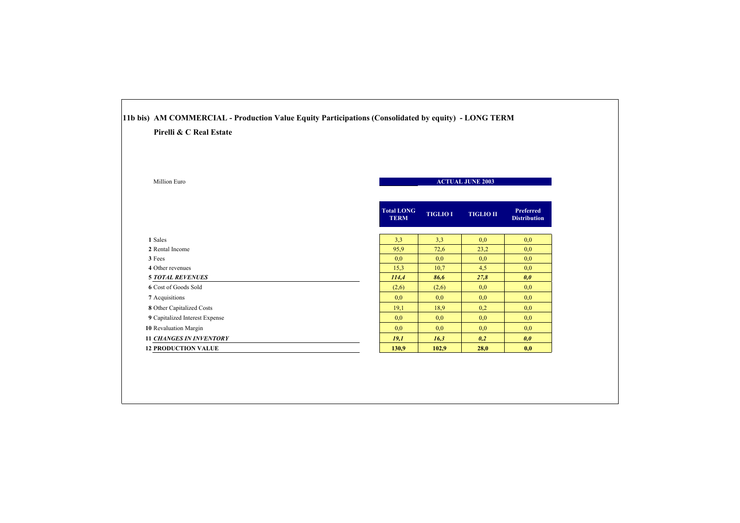## 11b bis) AM COMMERCIAL - Production Value Equity Participations (Consolidated by equity) - LONG TERM

### Pirelli & C Real Estate

Million Euro

| | ACTUAL JUNE 2003 | | | |
|---|---|---|---|---|
| | **Total LONG TERM** | **TIGLIO I** | **TIGLIO II** | **Preferred Distribution** |
| **1** Sales | 3,3 | 3,3 | 0,0 | 0,0 |
| **2** Rental Income | 95,9 | 72,6 | 23,2 | 0,0 |
| **3** Fees | 0,0 | 0,0 | 0,0 | 0,0 |
| **4** Other revenues | 15,3 | 10,7 | 4,5 | 0,0 |
| **5** ***TOTAL REVENUES*** | ***114,4*** | ***86,6*** | ***27,8*** | ***0,0*** |
| **6** Cost of Goods Sold | (2,6) | (2,6) | 0,0 | 0,0 |
| **7** Acquisitions | 0,0 | 0,0 | 0,0 | 0,0 |
| **8** Other Capitalized Costs | 19,1 | 18,9 | 0,2 | 0,0 |
| **9** Capitalized Interest Expense | 0,0 | 0,0 | 0,0 | 0,0 |
| **10** Revaluation Margin | 0,0 | 0,0 | 0,0 | 0,0 |
| **11** ***CHANGES IN INVENTORY*** | ***19,1*** | ***16,3*** | ***0,2*** | ***0,0*** |
| **12 PRODUCTION VALUE** | **130,9** | **102,9** | **28,0** | **0,0** |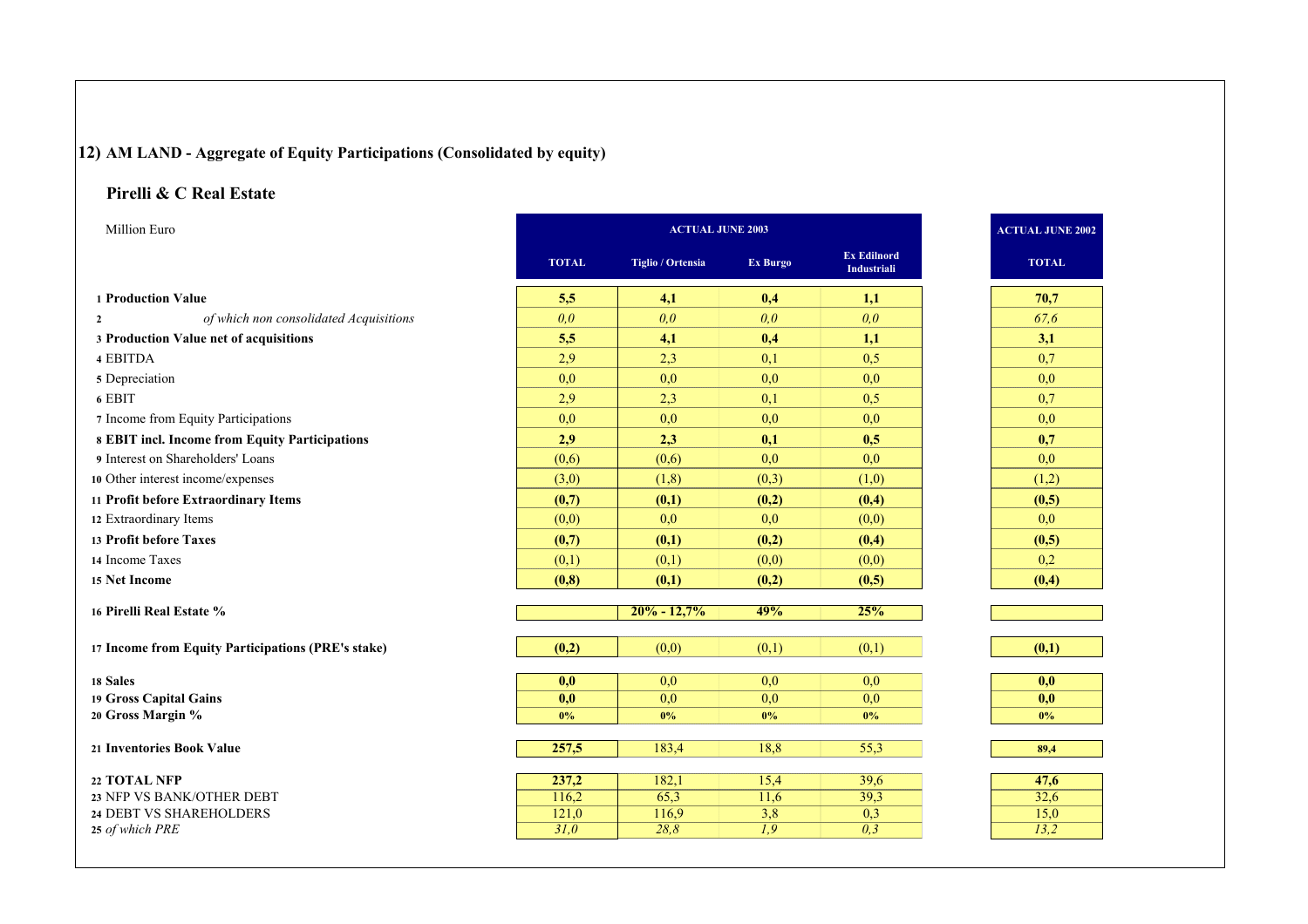## 12) AM LAND - Aggregate of Equity Participations (Consolidated by equity)

### Pirelli & C Real Estate

| Million Euro | ACTUAL JUNE 2003 | | | | ACTUAL JUNE 2002 |
|---|---|---|---|---|---|
| | **TOTAL** | **Tiglio / Ortensia** | **Ex Burgo** | **Ex Edilnord Industriali** | **TOTAL** |
| 1 **Production Value** | **5,5** | **4,1** | **0,4** | **1,1** | **70,7** |
| 2 *of which non consolidated Acquisitions* | *0,0* | *0,0* | *0,0* | *0,0* | *67,6* |
| 3 **Production Value net of acquisitions** | **5,5** | **4,1** | **0,4** | **1,1** | **3,1** |
| 4 EBITDA | 2,9 | 2,3 | 0,1 | 0,5 | 0,7 |
| 5 Depreciation | 0,0 | 0,0 | 0,0 | 0,0 | 0,0 |
| 6 EBIT | 2,9 | 2,3 | 0,1 | 0,5 | 0,7 |
| 7 Income from Equity Participations | 0,0 | 0,0 | 0,0 | 0,0 | 0,0 |
| 8 **EBIT incl. Income from Equity Participations** | **2,9** | **2,3** | **0,1** | **0,5** | **0,7** |
| 9 Interest on Shareholders' Loans | (0,6) | (0,6) | 0,0 | 0,0 | 0,0 |
| 10 Other interest income/expenses | (3,0) | (1,8) | (0,3) | (1,0) | (1,2) |
| 11 **Profit before Extraordinary Items** | **(0,7)** | **(0,1)** | **(0,2)** | **(0,4)** | **(0,5)** |
| 12 Extraordinary Items | (0,0) | 0,0 | 0,0 | (0,0) | 0,0 |
| 13 **Profit before Taxes** | **(0,7)** | **(0,1)** | **(0,2)** | **(0,4)** | **(0,5)** |
| 14 Income Taxes | (0,1) | (0,1) | (0,0) | (0,0) | 0,2 |
| 15 **Net Income** | **(0,8)** | **(0,1)** | **(0,2)** | **(0,5)** | **(0,4)** |
| 16 **Pirelli Real Estate %** | | **20% - 12,7%** | **49%** | **25%** | |
| 17 **Income from Equity Participations (PRE's stake)** | **(0,2)** | (0,0) | (0,1) | (0,1) | **(0,1)** |
| 18 **Sales** | **0,0** | 0,0 | 0,0 | 0,0 | **0,0** |
| 19 **Gross Capital Gains** | **0,0** | 0,0 | 0,0 | 0,0 | **0,0** |
| 20 **Gross Margin %** | **0%** | **0%** | **0%** | **0%** | **0%** |
| 21 **Inventories Book Value** | **257,5** | 183,4 | 18,8 | 55,3 | **89,4** |
| 22 **TOTAL NFP** | **237,2** | 182,1 | 15,4 | 39,6 | **47,6** |
| 23 NFP VS BANK/OTHER DEBT | 116,2 | 65,3 | 11,6 | 39,3 | 32,6 |
| 24 DEBT VS SHAREHOLDERS | 121,0 | 116,9 | 3,8 | 0,3 | 15,0 |
| 25 *of which PRE* | *31,0* | *28,8* | *1,9* | *0,3* | *13,2* |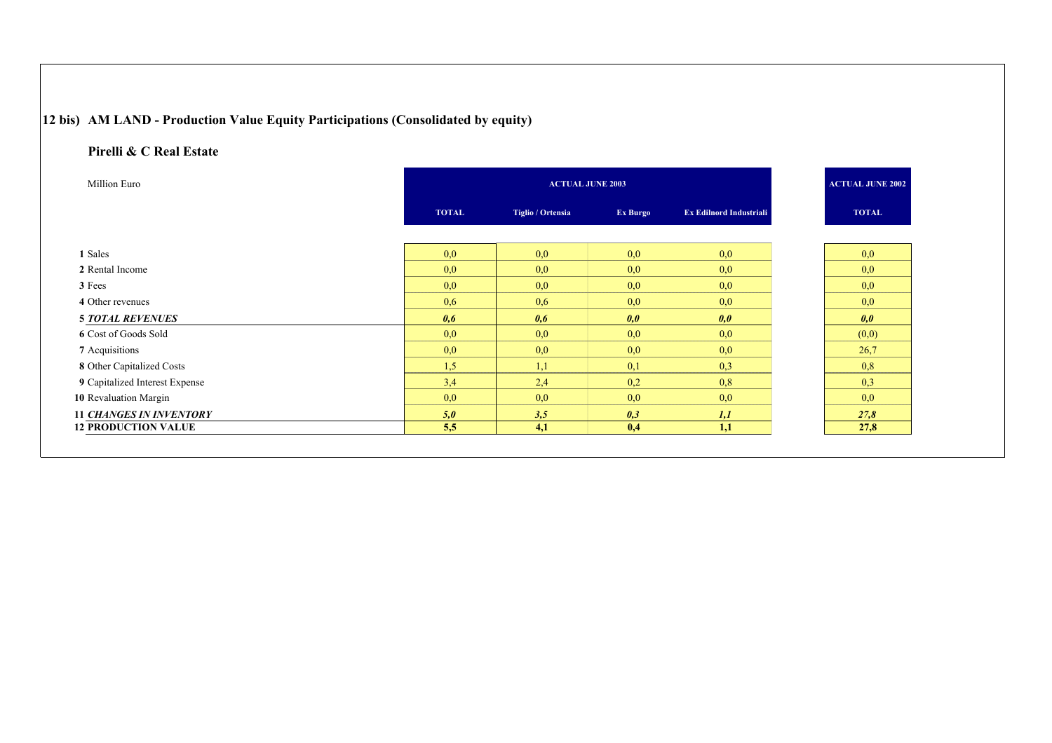## 12 bis) AM LAND - Production Value Equity Participations (Consolidated by equity)

### Pirelli & C Real Estate

| Million Euro | ACTUAL JUNE 2003 | | | | ACTUAL JUNE 2002 |
|---|---|---|---|---|---|
| | TOTAL | Tiglio / Ortensia | Ex Burgo | Ex Edilnord Industriali | TOTAL |
| **1** Sales | 0,0 | 0,0 | 0,0 | 0,0 | 0,0 |
| **2** Rental Income | 0,0 | 0,0 | 0,0 | 0,0 | 0,0 |
| **3** Fees | 0,0 | 0,0 | 0,0 | 0,0 | 0,0 |
| **4** Other revenues | 0,6 | 0,6 | 0,0 | 0,0 | 0,0 |
| **5** ***TOTAL REVENUES*** | ***0,6*** | ***0,6*** | ***0,0*** | ***0,0*** | ***0,0*** |
| **6** Cost of Goods Sold | 0,0 | 0,0 | 0,0 | 0,0 | (0,0) |
| **7** Acquisitions | 0,0 | 0,0 | 0,0 | 0,0 | 26,7 |
| **8** Other Capitalized Costs | 1,5 | 1,1 | 0,1 | 0,3 | 0,8 |
| **9** Capitalized Interest Expense | 3,4 | 2,4 | 0,2 | 0,8 | 0,3 |
| **10** Revaluation Margin | 0,0 | 0,0 | 0,0 | 0,0 | 0,0 |
| **11** ***CHANGES IN INVENTORY*** | ***5,0*** | ***3,5*** | ***0,3*** | ***1,1*** | ***27,8*** |
| **12 PRODUCTION VALUE** | **5,5** | **4,1** | **0,4** | **1,1** | **27,8** |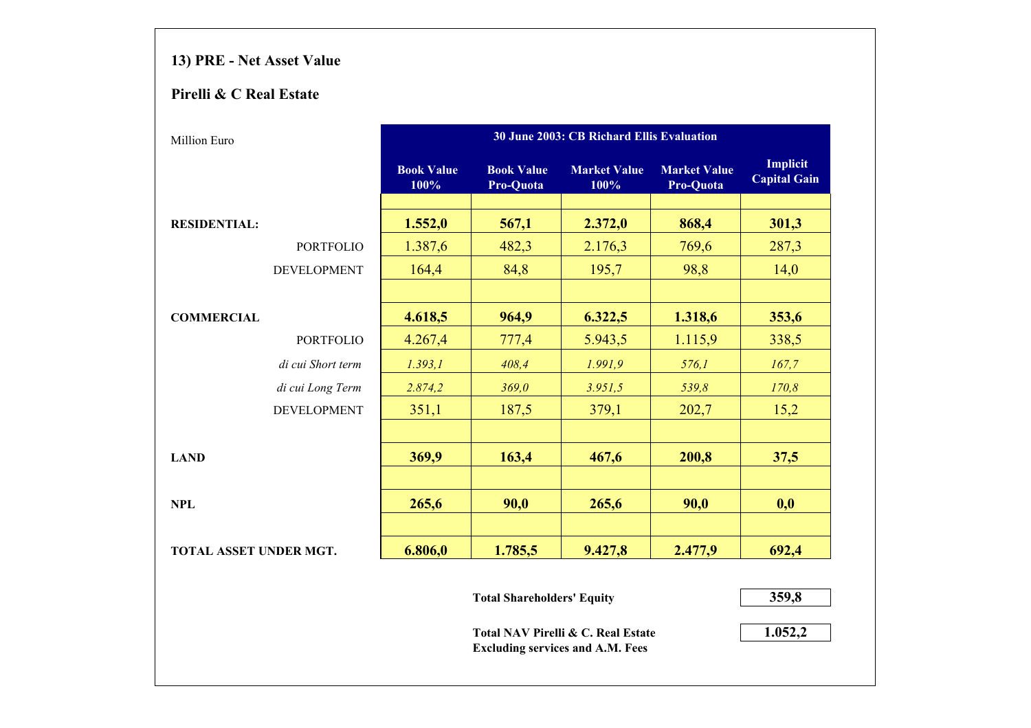## 13) PRE - Net Asset Value

## Pirelli & C Real Estate

| Million Euro | 30 June 2003: CB Richard Ellis Evaluation | | | | |
|---|---|---|---|---|---|
| | Book Value 100% | Book Value Pro-Quota | Market Value 100% | Market Value Pro-Quota | Implicit Capital Gain |
| **RESIDENTIAL:** | **1.552,0** | **567,1** | **2.372,0** | **868,4** | **301,3** |
| PORTFOLIO | 1.387,6 | 482,3 | 2.176,3 | 769,6 | 287,3 |
| DEVELOPMENT | 164,4 | 84,8 | 195,7 | 98,8 | 14,0 |
| **COMMERCIAL** | **4.618,5** | **964,9** | **6.322,5** | **1.318,6** | **353,6** |
| PORTFOLIO | 4.267,4 | 777,4 | 5.943,5 | 1.115,9 | 338,5 |
| *di cui Short term* | *1.393,1* | *408,4* | *1.991,9* | *576,1* | *167,7* |
| *di cui Long Term* | *2.874,2* | *369,0* | *3.951,5* | *539,8* | *170,8* |
| DEVELOPMENT | 351,1 | 187,5 | 379,1 | 202,7 | 15,2 |
| **LAND** | **369,9** | **163,4** | **467,6** | **200,8** | **37,5** |
| **NPL** | **265,6** | **90,0** | **265,6** | **90,0** | **0,0** |
| **TOTAL ASSET UNDER MGT.** | **6.806,0** | **1.785,5** | **9.427,8** | **2.477,9** | **692,4** |

| | |
|---|---|
| **Total Shareholders' Equity** | **359,8** |
| **Total NAV Pirelli & C. Real Estate Excluding services and A.M. Fees** | **1.052,2** |